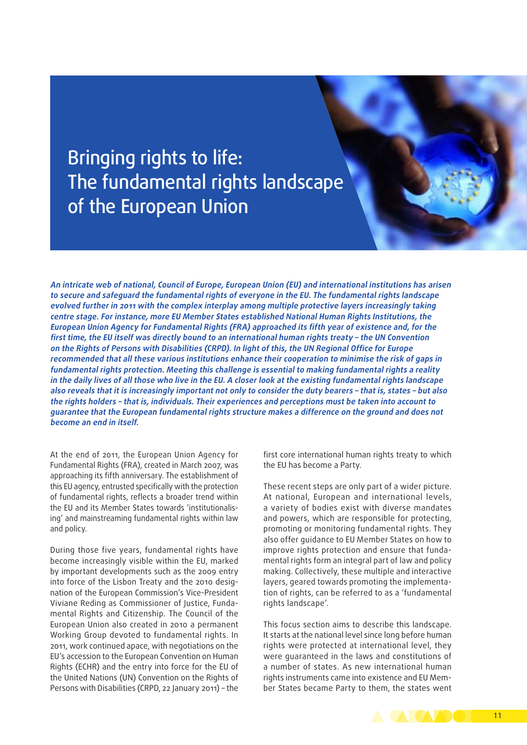# Bringing rights to life: The fundamental rights landscape of the European Union

*An intricate web of national, Council of Europe, European Union (EU) and international institutions has arisen to secure and safeguard the fundamental rights of everyone in the EU. The fundamental rights landscape evolved further in 2011 with the complex interplay among multiple protective layers increasingly taking centre stage. For instance, more EU Member States established National Human Rights Institutions, the European Union Agency for Fundamental Rights (FRA) approached its fifth year of existence and, for the first time, the EU itself was directly bound to an international human rights treaty – the UN Convention on the Rights of Persons with Disabilities (CRPD). In light of this, the UN Regional Office for Europe recommended that all these various institutions enhance their cooperation to minimise the risk of gaps in fundamental rights protection. Meeting this challenge is essential to making fundamental rights a reality in the daily lives of all those who live in the EU. A closer look at the existing fundamental rights landscape also reveals that it is increasingly important not only to consider the duty bearers – that is, states – but also the rights holders – that is, individuals. Their experiences and perceptions must be taken into account to guarantee that the European fundamental rights structure makes a difference on the ground and does not become an end in itself.*

At the end of 2011, the European Union Agency for Fundamental Rights (FRA), created in March 2007, was approaching its fifth anniversary. The establishment of this EU agency, entrusted specifically with the protection of fundamental rights, reflects a broader trend within the EU and its Member States towards 'institutionalising' and mainstreaming fundamental rights within law and policy.

During those five years, fundamental rights have become increasingly visible within the EU, marked by important developments such as the 2009 entry into force of the Lisbon Treaty and the 2010 designation of the European Commission's Vice-President Viviane Reding as Commissioner of Justice, Fundamental Rights and Citizenship. The Council of the European Union also created in 2010 a permanent Working Group devoted to fundamental rights. In 2011, work continued apace, with negotiations on the EU's accession to the European Convention on Human Rights (ECHR) and the entry into force for the EU of the United Nations (UN) Convention on the Rights of Persons with Disabilities (CRPD, 22 January 2011) – the first core international human rights treaty to which the EU has become a Party.

These recent steps are only part of a wider picture. At national, European and international levels, a variety of bodies exist with diverse mandates and powers, which are responsible for protecting, promoting or monitoring fundamental rights. They also offer guidance to EU Member States on how to improve rights protection and ensure that fundamental rights form an integral part of law and policy making. Collectively, these multiple and interactive layers, geared towards promoting the implementation of rights, can be referred to as a 'fundamental rights landscape'.

This focus section aims to describe this landscape. It starts at the national level since long before human rights were protected at international level, they were guaranteed in the laws and constitutions of a number of states. As new international human rights instruments came into existence and EU Member States became Party to them, the states went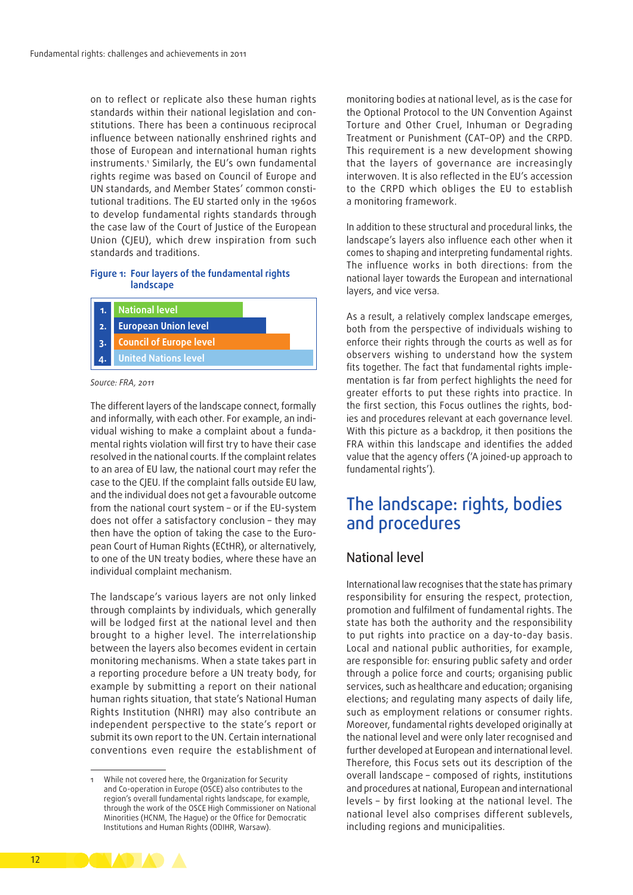on to reflect or replicate also these human rights standards within their national legislation and constitutions. There has been a continuous reciprocal influence between nationally enshrined rights and those of European and international human rights instruments.[1] Similarly, the EU's own fundamental rights regime was based on Council of Europe and UN standards, and Member States' common constitutional traditions. The EU started only in the 1960s to develop fundamental rights standards through the case law of the Court of Justice of the European Union (CJEU), which drew inspiration from such standards and traditions.

**Figure 1: Four layers of the fundamental rights landscape**

1. National level
2. European Union level
3. Council of Europe level
4. United Nations level

*Source: FRA, 2011*

The different layers of the landscape connect, formally and informally, with each other. For example, an individual wishing to make a complaint about a fundamental rights violation will first try to have their case resolved in the national courts. If the complaint relates to an area of EU law, the national court may refer the case to the CJEU. If the complaint falls outside EU law, and the individual does not get a favourable outcome from the national court system – or if the EU-system does not offer a satisfactory conclusion – they may then have the option of taking the case to the European Court of Human Rights (ECtHR), or alternatively, to one of the UN treaty bodies, where these have an individual complaint mechanism.

The landscape's various layers are not only linked through complaints by individuals, which generally will be lodged first at the national level and then brought to a higher level. The interrelationship between the layers also becomes evident in certain monitoring mechanisms. When a state takes part in a reporting procedure before a UN treaty body, for example by submitting a report on their national human rights situation, that state's National Human Rights Institution (NHRI) may also contribute an independent perspective to the state's report or submit its own report to the UN. Certain international conventions even require the establishment of monitoring bodies at national level, as is the case for the Optional Protocol to the UN Convention Against Torture and Other Cruel, Inhuman or Degrading Treatment or Punishment (CAT-OP) and the CRPD. This requirement is a new development showing that the layers of governance are increasingly interwoven. It is also reflected in the EU's accession to the CRPD which obliges the EU to establish a monitoring framework.

In addition to these structural and procedural links, the landscape's layers also influence each other when it comes to shaping and interpreting fundamental rights. The influence works in both directions: from the national layer towards the European and international layers, and vice versa.

As a result, a relatively complex landscape emerges, both from the perspective of individuals wishing to enforce their rights through the courts as well as for observers wishing to understand how the system fits together. The fact that fundamental rights implementation is far from perfect highlights the need for greater efforts to put these rights into practice. In the first section, this Focus outlines the rights, bodies and procedures relevant at each governance level. With this picture as a backdrop, it then positions the FRA within this landscape and identifies the added value that the agency offers ('A joined-up approach to fundamental rights').

## The landscape: rights, bodies and procedures

### National level

International law recognises that the state has primary responsibility for ensuring the respect, protection, promotion and fulfilment of fundamental rights. The state has both the authority and the responsibility to put rights into practice on a day-to-day basis. Local and national public authorities, for example, are responsible for: ensuring public safety and order through a police force and courts; organising public services, such as healthcare and education; organising elections; and regulating many aspects of daily life, such as employment relations or consumer rights. Moreover, fundamental rights developed originally at the national level and were only later recognised and further developed at European and international level. Therefore, this Focus sets out its description of the overall landscape – composed of rights, institutions and procedures at national, European and international levels – by first looking at the national level. The national level also comprises different sublevels, including regions and municipalities.

---

[1] While not covered here, the Organization for Security and Co-operation in Europe (OSCE) also contributes to the region's overall fundamental rights landscape, for example, through the work of the OSCE High Commissioner on National Minorities (HCNM, The Hague) or the Office for Democratic Institutions and Human Rights (ODIHR, Warsaw).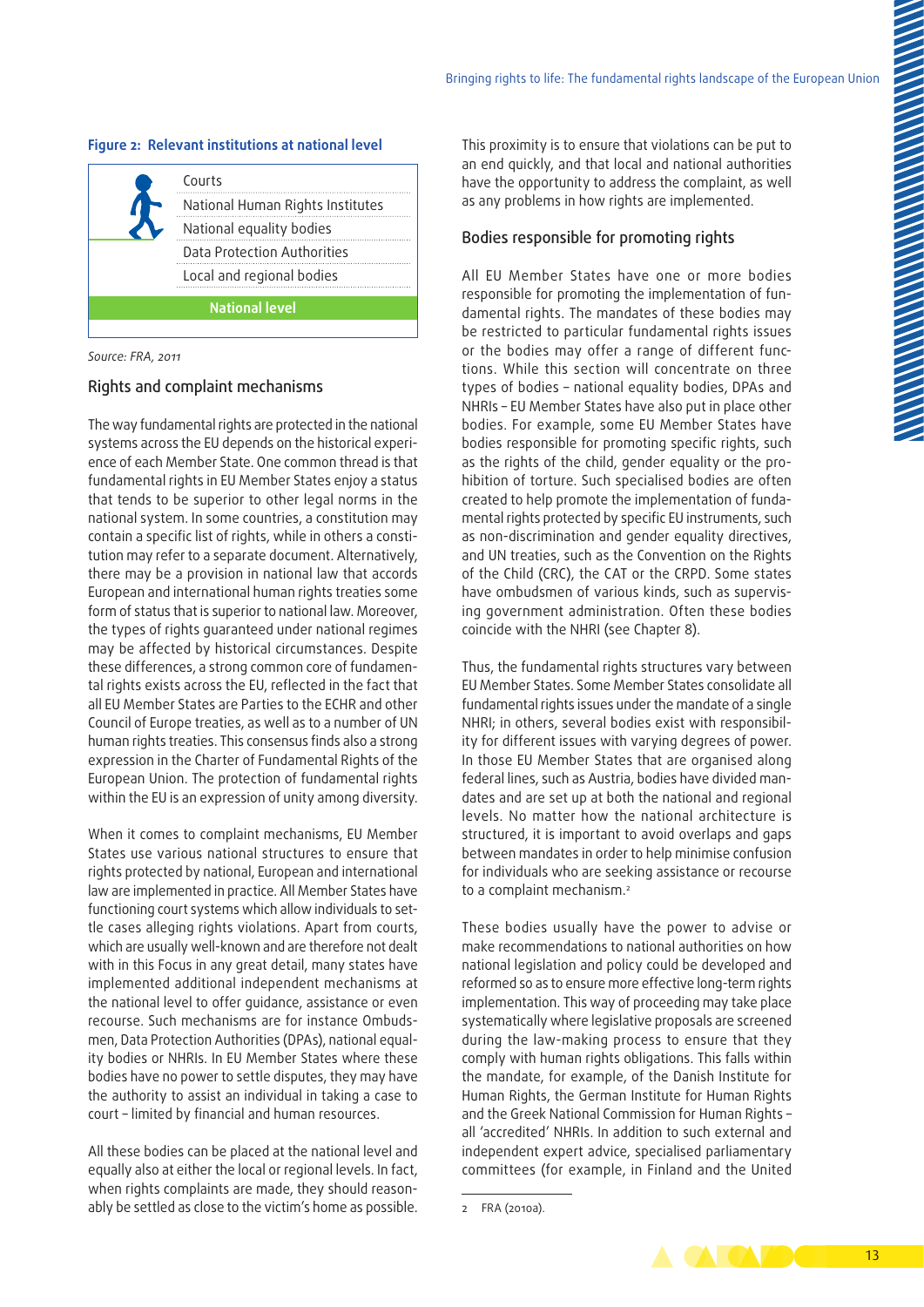**Figure 2: Relevant institutions at national level**

| National level |
|---|
| Courts |
| National Human Rights Institutes |
| National equality bodies |
| Data Protection Authorities |
| Local and regional bodies |

Source: FRA, 2011

## Rights and complaint mechanisms

The way fundamental rights are protected in the national systems across the EU depends on the historical experience of each Member State. One common thread is that fundamental rights in EU Member States enjoy a status that tends to be superior to other legal norms in the national system. In some countries, a constitution may contain a specific list of rights, while in others a constitution may refer to a separate document. Alternatively, there may be a provision in national law that accords European and international human rights treaties some form of status that is superior to national law. Moreover, the types of rights guaranteed under national regimes may be affected by historical circumstances. Despite these differences, a strong common core of fundamental rights exists across the EU, reflected in the fact that all EU Member States are Parties to the ECHR and other Council of Europe treaties, as well as to a number of UN human rights treaties. This consensus finds also a strong expression in the Charter of Fundamental Rights of the European Union. The protection of fundamental rights within the EU is an expression of unity among diversity.

When it comes to complaint mechanisms, EU Member States use various national structures to ensure that rights protected by national, European and international law are implemented in practice. All Member States have functioning court systems which allow individuals to settle cases alleging rights violations. Apart from courts, which are usually well-known and are therefore not dealt with in this Focus in any great detail, many states have implemented additional independent mechanisms at the national level to offer guidance, assistance or even recourse. Such mechanisms are for instance Ombudsmen, Data Protection Authorities (DPAs), national equality bodies or NHRIs. In EU Member States where these bodies have no power to settle disputes, they may have the authority to assist an individual in taking a case to court – limited by financial and human resources.

All these bodies can be placed at the national level and equally also at either the local or regional levels. In fact, when rights complaints are made, they should reasonably be settled as close to the victim's home as possible. This proximity is to ensure that violations can be put to an end quickly, and that local and national authorities have the opportunity to address the complaint, as well as any problems in how rights are implemented.

## Bodies responsible for promoting rights

All EU Member States have one or more bodies responsible for promoting the implementation of fundamental rights. The mandates of these bodies may be restricted to particular fundamental rights issues or the bodies may offer a range of different functions. While this section will concentrate on three types of bodies – national equality bodies, DPAs and NHRIs – EU Member States have also put in place other bodies. For example, some EU Member States have bodies responsible for promoting specific rights, such as the rights of the child, gender equality or the prohibition of torture. Such specialised bodies are often created to help promote the implementation of fundamental rights protected by specific EU instruments, such as non-discrimination and gender equality directives, and UN treaties, such as the Convention on the Rights of the Child (CRC), the CAT or the CRPD. Some states have ombudsmen of various kinds, such as supervising government administration. Often these bodies coincide with the NHRI (see Chapter 8).

Thus, the fundamental rights structures vary between EU Member States. Some Member States consolidate all fundamental rights issues under the mandate of a single NHRI; in others, several bodies exist with responsibility for different issues with varying degrees of power. In those EU Member States that are organised along federal lines, such as Austria, bodies have divided mandates and are set up at both the national and regional levels. No matter how the national architecture is structured, it is important to avoid overlaps and gaps between mandates in order to help minimise confusion for individuals who are seeking assistance or recourse to a complaint mechanism.[2]

These bodies usually have the power to advise or make recommendations to national authorities on how national legislation and policy could be developed and reformed so as to ensure more effective long-term rights implementation. This way of proceeding may take place systematically where legislative proposals are screened during the law-making process to ensure that they comply with human rights obligations. This falls within the mandate, for example, of the Danish Institute for Human Rights, the German Institute for Human Rights and the Greek National Commission for Human Rights – all 'accredited' NHRIs. In addition to such external and independent expert advice, specialised parliamentary committees (for example, in Finland and the United

2 FRA (2010a).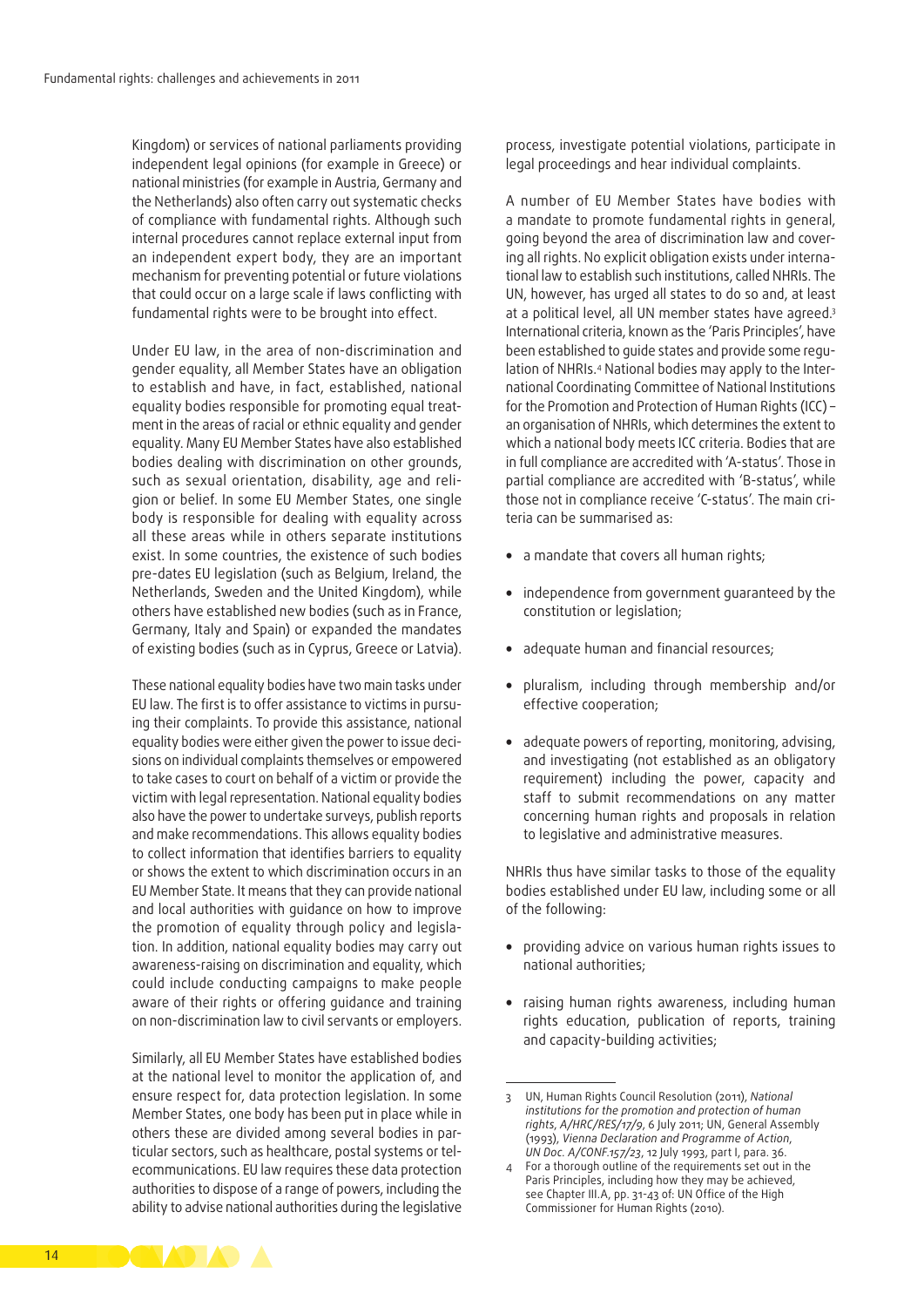Kingdom) or services of national parliaments providing independent legal opinions (for example in Greece) or national ministries (for example in Austria, Germany and the Netherlands) also often carry out systematic checks of compliance with fundamental rights. Although such internal procedures cannot replace external input from an independent expert body, they are an important mechanism for preventing potential or future violations that could occur on a large scale if laws conflicting with fundamental rights were to be brought into effect.

Under EU law, in the area of non-discrimination and gender equality, all Member States have an obligation to establish and have, in fact, established, national equality bodies responsible for promoting equal treatment in the areas of racial or ethnic equality and gender equality. Many EU Member States have also established bodies dealing with discrimination on other grounds, such as sexual orientation, disability, age and religion or belief. In some EU Member States, one single body is responsible for dealing with equality across all these areas while in others separate institutions exist. In some countries, the existence of such bodies pre-dates EU legislation (such as Belgium, Ireland, the Netherlands, Sweden and the United Kingdom), while others have established new bodies (such as in France, Germany, Italy and Spain) or expanded the mandates of existing bodies (such as in Cyprus, Greece or Latvia).

These national equality bodies have two main tasks under EU law. The first is to offer assistance to victims in pursuing their complaints. To provide this assistance, national equality bodies were either given the power to issue decisions on individual complaints themselves or empowered to take cases to court on behalf of a victim or provide the victim with legal representation. National equality bodies also have the power to undertake surveys, publish reports and make recommendations. This allows equality bodies to collect information that identifies barriers to equality or shows the extent to which discrimination occurs in an EU Member State. It means that they can provide national and local authorities with guidance on how to improve the promotion of equality through policy and legislation. In addition, national equality bodies may carry out awareness-raising on discrimination and equality, which could include conducting campaigns to make people aware of their rights or offering guidance and training on non-discrimination law to civil servants or employers.

Similarly, all EU Member States have established bodies at the national level to monitor the application of, and ensure respect for, data protection legislation. In some Member States, one body has been put in place while in others these are divided among several bodies in particular sectors, such as healthcare, postal systems or telecommunications. EU law requires these data protection authorities to dispose of a range of powers, including the ability to advise national authorities during the legislative process, investigate potential violations, participate in legal proceedings and hear individual complaints.

A number of EU Member States have bodies with a mandate to promote fundamental rights in general, going beyond the area of discrimination law and covering all rights. No explicit obligation exists under international law to establish such institutions, called NHRIs. The UN, however, has urged all states to do so and, at least at a political level, all UN member states have agreed.[3] International criteria, known as the 'Paris Principles', have been established to guide states and provide some regulation of NHRIs.[4] National bodies may apply to the International Coordinating Committee of National Institutions for the Promotion and Protection of Human Rights (ICC) – an organisation of NHRIs, which determines the extent to which a national body meets ICC criteria. Bodies that are in full compliance are accredited with 'A-status'. Those in partial compliance are accredited with 'B-status', while those not in compliance receive 'C-status'. The main criteria can be summarised as:

- a mandate that covers all human rights;
- independence from government guaranteed by the constitution or legislation;
- adequate human and financial resources;
- pluralism, including through membership and/or effective cooperation;
- adequate powers of reporting, monitoring, advising, and investigating (not established as an obligatory requirement) including the power, capacity and staff to submit recommendations on any matter concerning human rights and proposals in relation to legislative and administrative measures.

NHRIs thus have similar tasks to those of the equality bodies established under EU law, including some or all of the following:

- providing advice on various human rights issues to national authorities;
- raising human rights awareness, including human rights education, publication of reports, training and capacity-building activities;

---

3 UN, Human Rights Council Resolution (2011), *National institutions for the promotion and protection of human rights*, *A/HRC/RES/17/9*, 6 July 2011; UN, General Assembly (1993), *Vienna Declaration and Programme of Action*, *UN Doc. A/CONF.157/23*, 12 July 1993, part I, para. 36.

4 For a thorough outline of the requirements set out in the Paris Principles, including how they may be achieved, see Chapter III.A, pp. 31-43 of: UN Office of the High Commissioner for Human Rights (2010).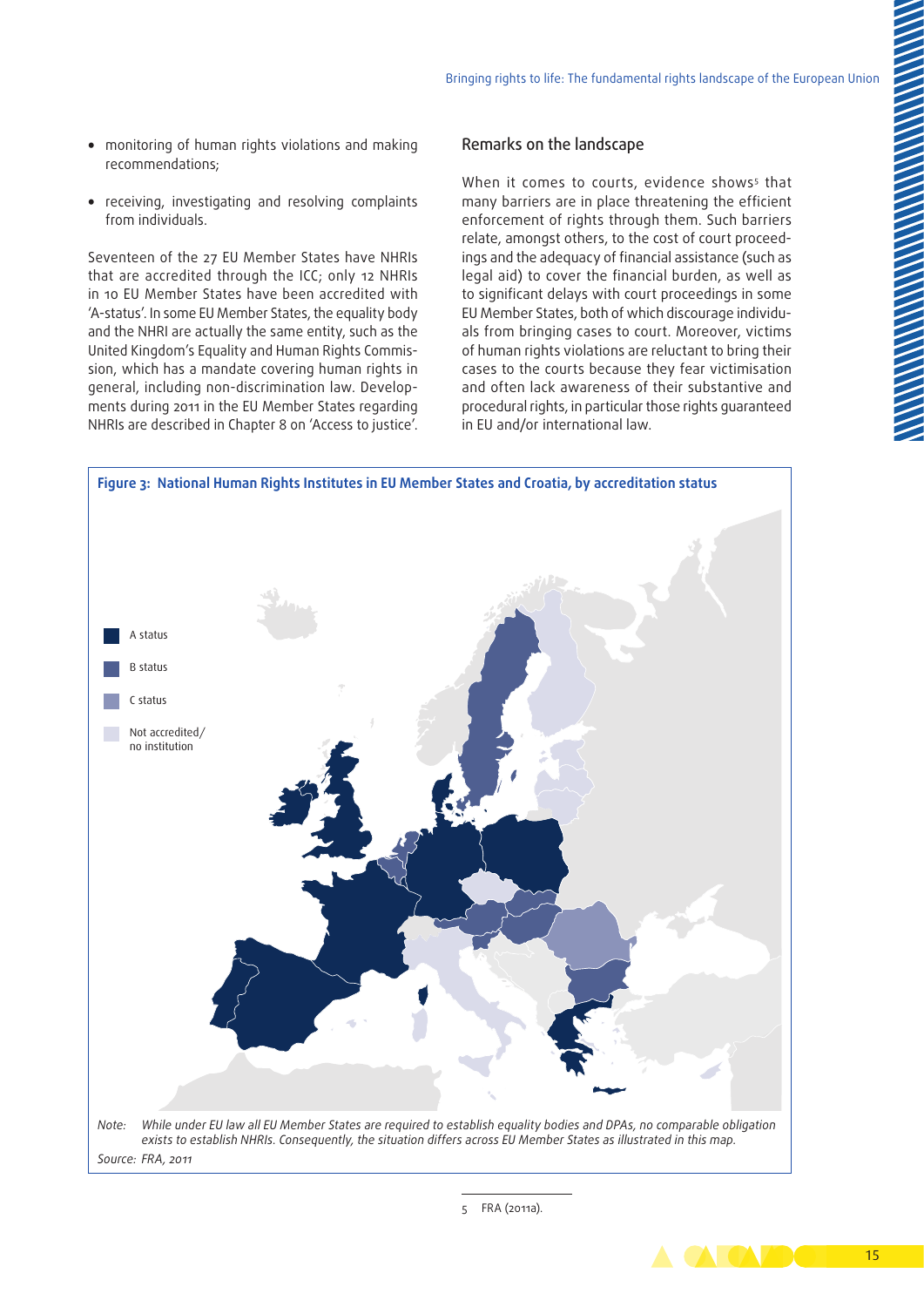- monitoring of human rights violations and making recommendations;
- receiving, investigating and resolving complaints from individuals.

Seventeen of the 27 EU Member States have NHRIs that are accredited through the ICC; only 12 NHRIs in 10 EU Member States have been accredited with 'A-status'. In some EU Member States, the equality body and the NHRI are actually the same entity, such as the United Kingdom's Equality and Human Rights Commission, which has a mandate covering human rights in general, including non-discrimination law. Developments during 2011 in the EU Member States regarding NHRIs are described in Chapter 8 on 'Access to justice'.

## Remarks on the landscape

When it comes to courts, evidence shows[5] that many barriers are in place threatening the efficient enforcement of rights through them. Such barriers relate, amongst others, to the cost of court proceedings and the adequacy of financial assistance (such as legal aid) to cover the financial burden, as well as to significant delays with court proceedings in some EU Member States, both of which discourage individuals from bringing cases to court. Moreover, victims of human rights violations are reluctant to bring their cases to the courts because they fear victimisation and often lack awareness of their substantive and procedural rights, in particular those rights guaranteed in EU and/or international law.

**Figure 3: National Human Rights Institutes in EU Member States and Croatia, by accreditation status**

- A status
- B status
- C status
- Not accredited/ no institution

*Note: While under EU law all EU Member States are required to establish equality bodies and DPAs, no comparable obligation exists to establish NHRIs. Consequently, the situation differs across EU Member States as illustrated in this map.*

*Source: FRA, 2011*

5 FRA (2011a).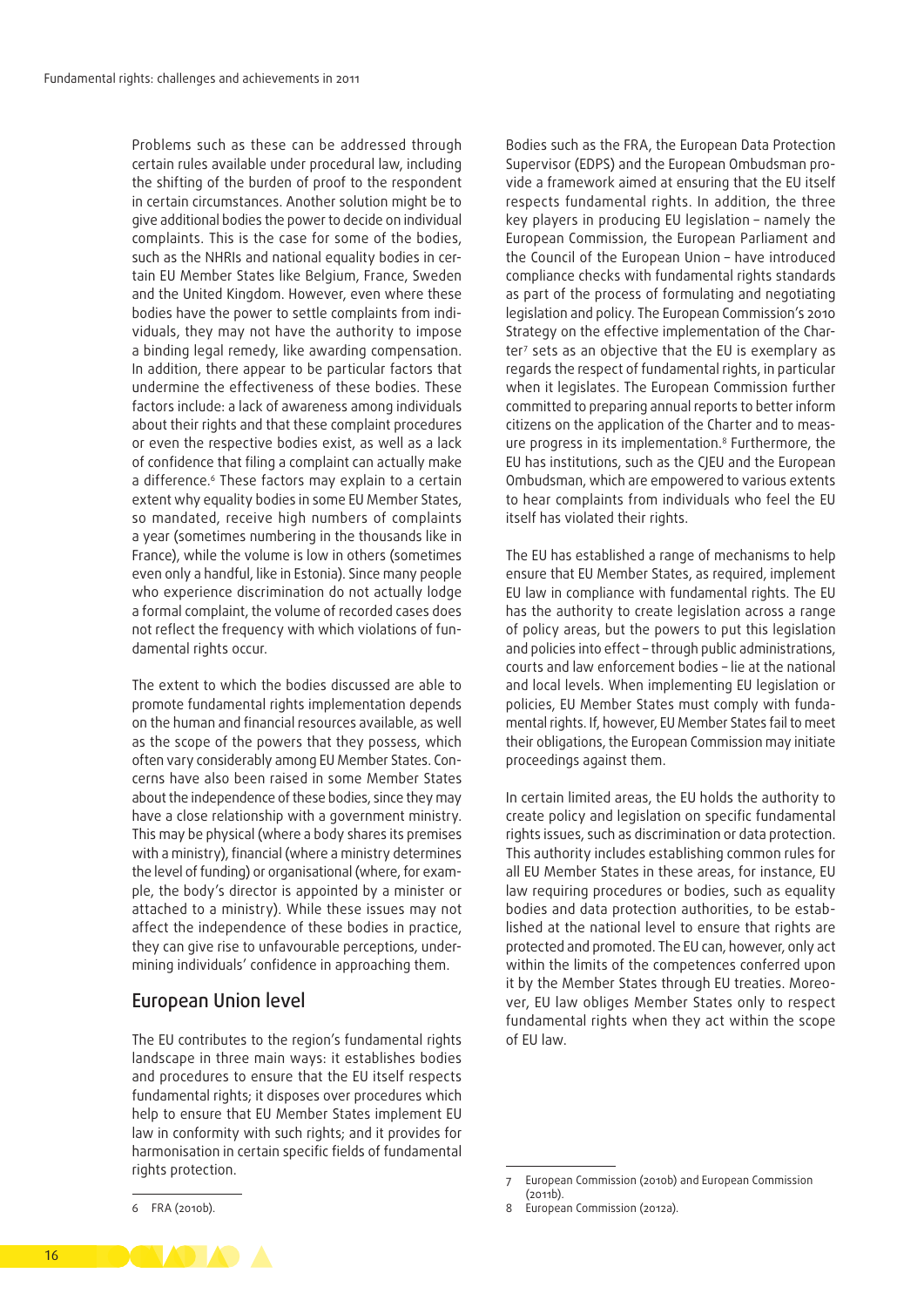Problems such as these can be addressed through certain rules available under procedural law, including the shifting of the burden of proof to the respondent in certain circumstances. Another solution might be to give additional bodies the power to decide on individual complaints. This is the case for some of the bodies, such as the NHRIs and national equality bodies in certain EU Member States like Belgium, France, Sweden and the United Kingdom. However, even where these bodies have the power to settle complaints from individuals, they may not have the authority to impose a binding legal remedy, like awarding compensation. In addition, there appear to be particular factors that undermine the effectiveness of these bodies. These factors include: a lack of awareness among individuals about their rights and that these complaint procedures or even the respective bodies exist, as well as a lack of confidence that filing a complaint can actually make a difference.[6] These factors may explain to a certain extent why equality bodies in some EU Member States, so mandated, receive high numbers of complaints a year (sometimes numbering in the thousands like in France), while the volume is low in others (sometimes even only a handful, like in Estonia). Since many people who experience discrimination do not actually lodge a formal complaint, the volume of recorded cases does not reflect the frequency with which violations of fundamental rights occur.

The extent to which the bodies discussed are able to promote fundamental rights implementation depends on the human and financial resources available, as well as the scope of the powers that they possess, which often vary considerably among EU Member States. Concerns have also been raised in some Member States about the independence of these bodies, since they may have a close relationship with a government ministry. This may be physical (where a body shares its premises with a ministry), financial (where a ministry determines the level of funding) or organisational (where, for example, the body's director is appointed by a minister or attached to a ministry). While these issues may not affect the independence of these bodies in practice, they can give rise to unfavourable perceptions, undermining individuals' confidence in approaching them.

## European Union level

The EU contributes to the region's fundamental rights landscape in three main ways: it establishes bodies and procedures to ensure that the EU itself respects fundamental rights; it disposes over procedures which help to ensure that EU Member States implement EU law in conformity with such rights; and it provides for harmonisation in certain specific fields of fundamental rights protection.

Bodies such as the FRA, the European Data Protection Supervisor (EDPS) and the European Ombudsman provide a framework aimed at ensuring that the EU itself respects fundamental rights. In addition, the three key players in producing EU legislation – namely the European Commission, the European Parliament and the Council of the European Union – have introduced compliance checks with fundamental rights standards as part of the process of formulating and negotiating legislation and policy. The European Commission's 2010 Strategy on the effective implementation of the Charter[7] sets as an objective that the EU is exemplary as regards the respect of fundamental rights, in particular when it legislates. The European Commission further committed to preparing annual reports to better inform citizens on the application of the Charter and to measure progress in its implementation.[8] Furthermore, the EU has institutions, such as the CJEU and the European Ombudsman, which are empowered to various extents to hear complaints from individuals who feel the EU itself has violated their rights.

The EU has established a range of mechanisms to help ensure that EU Member States, as required, implement EU law in compliance with fundamental rights. The EU has the authority to create legislation across a range of policy areas, but the powers to put this legislation and policies into effect – through public administrations, courts and law enforcement bodies – lie at the national and local levels. When implementing EU legislation or policies, EU Member States must comply with fundamental rights. If, however, EU Member States fail to meet their obligations, the European Commission may initiate proceedings against them.

In certain limited areas, the EU holds the authority to create policy and legislation on specific fundamental rights issues, such as discrimination or data protection. This authority includes establishing common rules for all EU Member States in these areas, for instance, EU law requiring procedures or bodies, such as equality bodies and data protection authorities, to be established at the national level to ensure that rights are protected and promoted. The EU can, however, only act within the limits of the competences conferred upon it by the Member States through EU treaties. Moreover, EU law obliges Member States only to respect fundamental rights when they act within the scope of EU law.

---

6 FRA (2010b).

7 European Commission (2010b) and European Commission (2011b).

8 European Commission (2012a).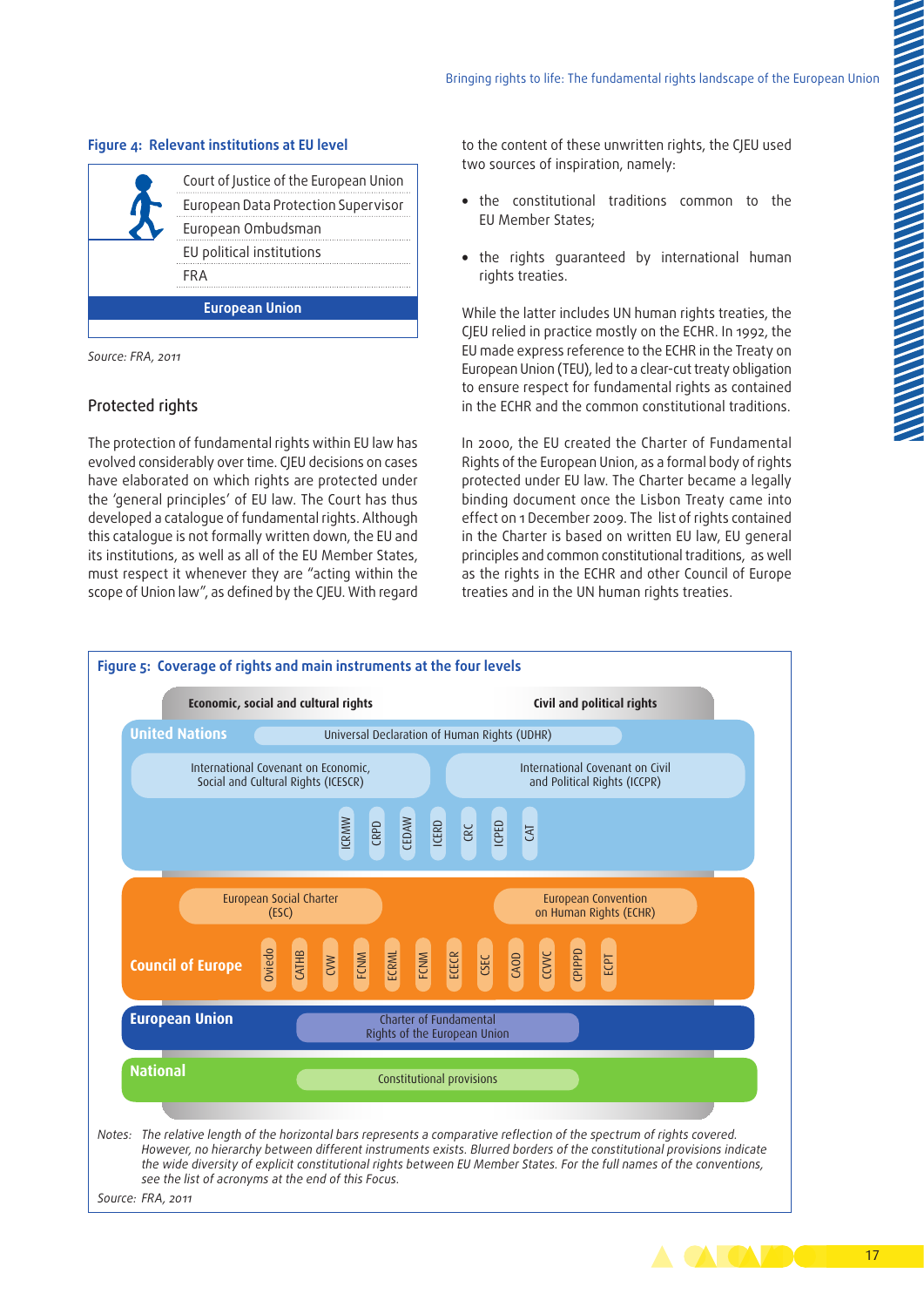**Figure 4: Relevant institutions at EU level**

- Court of Justice of the European Union
- European Data Protection Supervisor
- European Ombudsman
- EU political institutions
- FRA

European Union

*Source: FRA, 2011*

## Protected rights

The protection of fundamental rights within EU law has evolved considerably over time. CJEU decisions on cases have elaborated on which rights are protected under the 'general principles' of EU law. The Court has thus developed a catalogue of fundamental rights. Although this catalogue is not formally written down, the EU and its institutions, as well as all of the EU Member States, must respect it whenever they are "acting within the scope of Union law", as defined by the CJEU. With regard to the content of these unwritten rights, the CJEU used two sources of inspiration, namely:

- the constitutional traditions common to the EU Member States;
- the rights guaranteed by international human rights treaties.

While the latter includes UN human rights treaties, the CJEU relied in practice mostly on the ECHR. In 1992, the EU made express reference to the ECHR in the Treaty on European Union (TEU), led to a clear-cut treaty obligation to ensure respect for fundamental rights as contained in the ECHR and the common constitutional traditions.

In 2000, the EU created the Charter of Fundamental Rights of the European Union, as a formal body of rights protected under EU law. The Charter became a legally binding document once the Lisbon Treaty came into effect on 1 December 2009. The list of rights contained in the Charter is based on written EU law, EU general principles and common constitutional traditions, as well as the rights in the ECHR and other Council of Europe treaties and in the UN human rights treaties.

**Figure 5: Coverage of rights and main instruments at the four levels**

Economic, social and cultural rights — Civil and political rights

**United Nations**
- Universal Declaration of Human Rights (UDHR)
- International Covenant on Economic, Social and Cultural Rights (ICESCR)
- International Covenant on Civil and Political Rights (ICCPR)
- ICRMW, CRPD, CEDAW, ICERD, CRC, ICPED, CAT

**Council of Europe**
- European Social Charter (ESC)
- European Convention on Human Rights (ECHR)
- Oviedo, CATHB, CVW, FCNM, ECRML, FCNM, ECECR, CSEC, CAOD, CCVVC, CPIPPD, ECPT

**European Union**
- Charter of Fundamental Rights of the European Union

**National**
- Constitutional provisions

Notes: *The relative length of the horizontal bars represents a comparative reflection of the spectrum of rights covered. However, no hierarchy between different instruments exists. Blurred borders of the constitutional provisions indicate the wide diversity of explicit constitutional rights between EU Member States. For the full names of the conventions, see the list of acronyms at the end of this Focus.*

*Source: FRA, 2011*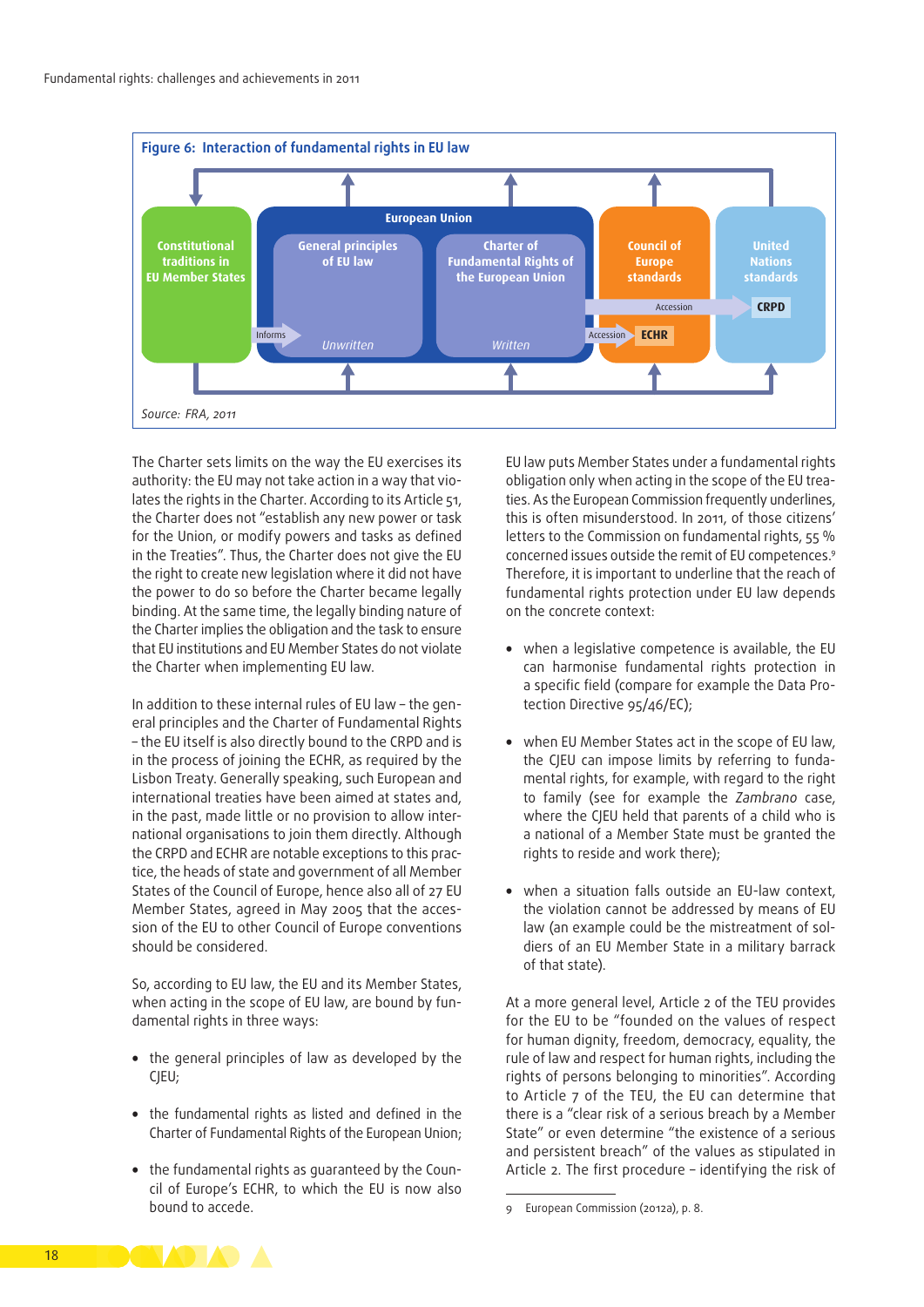**Figure 6: Interaction of fundamental rights in EU law**

Constitutional traditions in EU Member States

European Union

General principles of EU law — *Unwritten*

Charter of Fundamental Rights of the European Union — *Written*

Informs

Council of Europe standards — Accession — ECHR

United Nations standards — Accession — CRPD

*Source: FRA, 2011*

The Charter sets limits on the way the EU exercises its authority: the EU may not take action in a way that violates the rights in the Charter. According to its Article 51, the Charter does not "establish any new power or task for the Union, or modify powers and tasks as defined in the Treaties". Thus, the Charter does not give the EU the right to create new legislation where it did not have the power to do so before the Charter became legally binding. At the same time, the legally binding nature of the Charter implies the obligation and the task to ensure that EU institutions and EU Member States do not violate the Charter when implementing EU law.

In addition to these internal rules of EU law – the general principles and the Charter of Fundamental Rights – the EU itself is also directly bound to the CRPD and is in the process of joining the ECHR, as required by the Lisbon Treaty. Generally speaking, such European and international treaties have been aimed at states and, in the past, made little or no provision to allow international organisations to join them directly. Although the CRPD and ECHR are notable exceptions to this practice, the heads of state and government of all Member States of the Council of Europe, hence also all of 27 EU Member States, agreed in May 2005 that the accession of the EU to other Council of Europe conventions should be considered.

So, according to EU law, the EU and its Member States, when acting in the scope of EU law, are bound by fundamental rights in three ways:

- the general principles of law as developed by the CJEU;
- the fundamental rights as listed and defined in the Charter of Fundamental Rights of the European Union;
- the fundamental rights as guaranteed by the Council of Europe's ECHR, to which the EU is now also bound to accede.

EU law puts Member States under a fundamental rights obligation only when acting in the scope of the EU treaties. As the European Commission frequently underlines, this is often misunderstood. In 2011, of those citizens' letters to the Commission on fundamental rights, 55 % concerned issues outside the remit of EU competences.[9] Therefore, it is important to underline that the reach of fundamental rights protection under EU law depends on the concrete context:

- when a legislative competence is available, the EU can harmonise fundamental rights protection in a specific field (compare for example the Data Protection Directive 95/46/EC);
- when EU Member States act in the scope of EU law, the CJEU can impose limits by referring to fundamental rights, for example, with regard to the right to family (see for example the *Zambrano* case, where the CJEU held that parents of a child who is a national of a Member State must be granted the rights to reside and work there);
- when a situation falls outside an EU-law context, the violation cannot be addressed by means of EU law (an example could be the mistreatment of soldiers of an EU Member State in a military barrack of that state).

At a more general level, Article 2 of the TEU provides for the EU to be "founded on the values of respect for human dignity, freedom, democracy, equality, the rule of law and respect for human rights, including the rights of persons belonging to minorities". According to Article 7 of the TEU, the EU can determine that there is a "clear risk of a serious breach by a Member State" or even determine "the existence of a serious and persistent breach" of the values as stipulated in Article 2. The first procedure – identifying the risk of

9 European Commission (2012a), p. 8.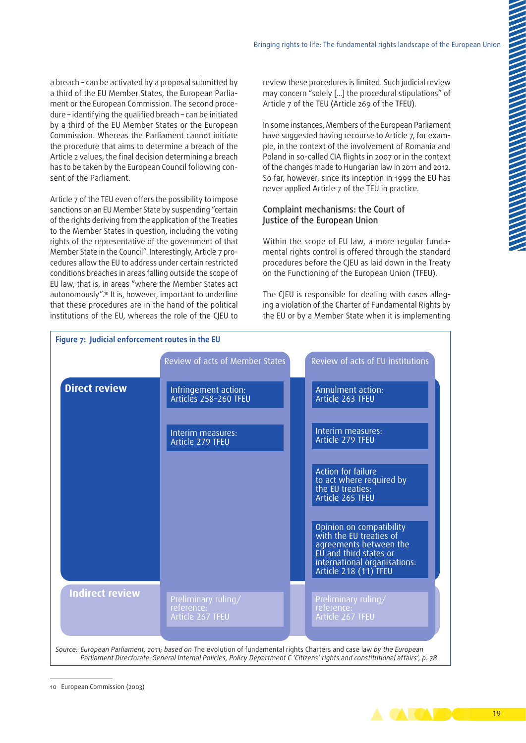a breach – can be activated by a proposal submitted by a third of the EU Member States, the European Parliament or the European Commission. The second procedure – identifying the qualified breach – can be initiated by a third of the EU Member States or the European Commission. Whereas the Parliament cannot initiate the procedure that aims to determine a breach of the Article 2 values, the final decision determining a breach has to be taken by the European Council following consent of the Parliament.

Article 7 of the TEU even offers the possibility to impose sanctions on an EU Member State by suspending "certain of the rights deriving from the application of the Treaties to the Member States in question, including the voting rights of the representative of the government of that Member State in the Council". Interestingly, Article 7 procedures allow the EU to address under certain restricted conditions breaches in areas falling outside the scope of EU law, that is, in areas "where the Member States act autonomously".[10] It is, however, important to underline that these procedures are in the hand of the political institutions of the EU, whereas the role of the CJEU to review these procedures is limited. Such judicial review may concern "solely [...] the procedural stipulations" of Article 7 of the TEU (Article 269 of the TFEU).

In some instances, Members of the European Parliament have suggested having recourse to Article 7, for example, in the context of the involvement of Romania and Poland in so-called CIA flights in 2007 or in the context of the changes made to Hungarian law in 2011 and 2012. So far, however, since its inception in 1999 the EU has never applied Article 7 of the TEU in practice.

## Complaint mechanisms: the Court of Justice of the European Union

Within the scope of EU law, a more regular fundamental rights control is offered through the standard procedures before the CJEU as laid down in the Treaty on the Functioning of the European Union (TFEU).

The CJEU is responsible for dealing with cases alleging a violation of the Charter of Fundamental Rights by the EU or by a Member State when it is implementing

**Figure 7: Judicial enforcement routes in the EU**

| | Review of acts of Member States | Review of acts of EU institutions |
|---|---|---|
| **Direct review** | Infringement action: Articles 258–260 TFEU | Annulment action: Article 263 TFEU |
| | Interim measures: Article 279 TFEU | Interim measures: Article 279 TFEU |
| | | Action for failure to act where required by the EU treaties: Article 265 TFEU |
| | | Opinion on compatibility with the EU treaties of agreements between the EU and third states or international organisations: Article 218 (11) TFEU |
| **Indirect review** | Preliminary ruling/reference: Article 267 TFEU | Preliminary ruling/reference: Article 267 TFEU |

*Source: European Parliament, 2011; based on* The evolution of fundamental rights Charters and case law *by the European Parliament Directorate-General Internal Policies, Policy Department C 'Citizens' rights and constitutional affairs', p. 78*

10 European Commission (2003)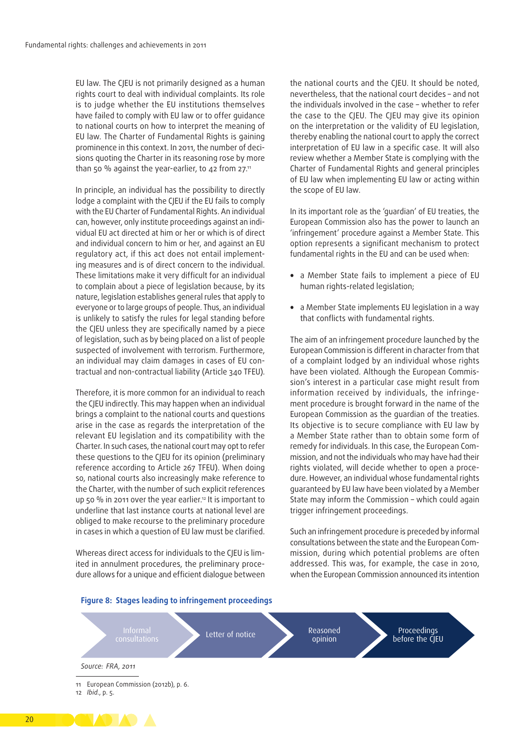EU law. The CJEU is not primarily designed as a human rights court to deal with individual complaints. Its role is to judge whether the EU institutions themselves have failed to comply with EU law or to offer guidance to national courts on how to interpret the meaning of EU law. The Charter of Fundamental Rights is gaining prominence in this context. In 2011, the number of decisions quoting the Charter in its reasoning rose by more than 50 % against the year-earlier, to 42 from 27.[11]

In principle, an individual has the possibility to directly lodge a complaint with the CJEU if the EU fails to comply with the EU Charter of Fundamental Rights. An individual can, however, only institute proceedings against an individual EU act directed at him or her or which is of direct and individual concern to him or her, and against an EU regulatory act, if this act does not entail implementing measures and is of direct concern to the individual. These limitations make it very difficult for an individual to complain about a piece of legislation because, by its nature, legislation establishes general rules that apply to everyone or to large groups of people. Thus, an individual is unlikely to satisfy the rules for legal standing before the CJEU unless they are specifically named by a piece of legislation, such as by being placed on a list of people suspected of involvement with terrorism. Furthermore, an individual may claim damages in cases of EU contractual and non-contractual liability (Article 340 TFEU).

Therefore, it is more common for an individual to reach the CJEU indirectly. This may happen when an individual brings a complaint to the national courts and questions arise in the case as regards the interpretation of the relevant EU legislation and its compatibility with the Charter. In such cases, the national court may opt to refer these questions to the CJEU for its opinion (preliminary reference according to Article 267 TFEU). When doing so, national courts also increasingly make reference to the Charter, with the number of such explicit references up 50 % in 2011 over the year earlier.[12] It is important to underline that last instance courts at national level are obliged to make recourse to the preliminary procedure in cases in which a question of EU law must be clarified.

Whereas direct access for individuals to the CJEU is limited in annulment procedures, the preliminary procedure allows for a unique and efficient dialogue between the national courts and the CJEU. It should be noted, nevertheless, that the national court decides – and not the individuals involved in the case – whether to refer the case to the CJEU. The CJEU may give its opinion on the interpretation or the validity of EU legislation, thereby enabling the national court to apply the correct interpretation of EU law in a specific case. It will also review whether a Member State is complying with the Charter of Fundamental Rights and general principles of EU law when implementing EU law or acting within the scope of EU law.

In its important role as the 'guardian' of EU treaties, the European Commission also has the power to launch an 'infringement' procedure against a Member State. This option represents a significant mechanism to protect fundamental rights in the EU and can be used when:

- a Member State fails to implement a piece of EU human rights-related legislation;
- a Member State implements EU legislation in a way that conflicts with fundamental rights.

The aim of an infringement procedure launched by the European Commission is different in character from that of a complaint lodged by an individual whose rights have been violated. Although the European Commission's interest in a particular case might result from information received by individuals, the infringement procedure is brought forward in the name of the European Commission as the guardian of the treaties. Its objective is to secure compliance with EU law by a Member State rather than to obtain some form of remedy for individuals. In this case, the European Commission, and not the individuals who may have had their rights violated, will decide whether to open a procedure. However, an individual whose fundamental rights guaranteed by EU law have been violated by a Member State may inform the Commission – which could again trigger infringement proceedings.

Such an infringement procedure is preceded by informal consultations between the state and the European Commission, during which potential problems are often addressed. This was, for example, the case in 2010, when the European Commission announced its intention

**Figure 8: Stages leading to infringement proceedings**

Informal consultations → Letter of notice → Reasoned opinion → Proceedings before the CJEU

Source: FRA, 2011

11 European Commission (2012b), p. 6.
12 *Ibid.*, p. 5.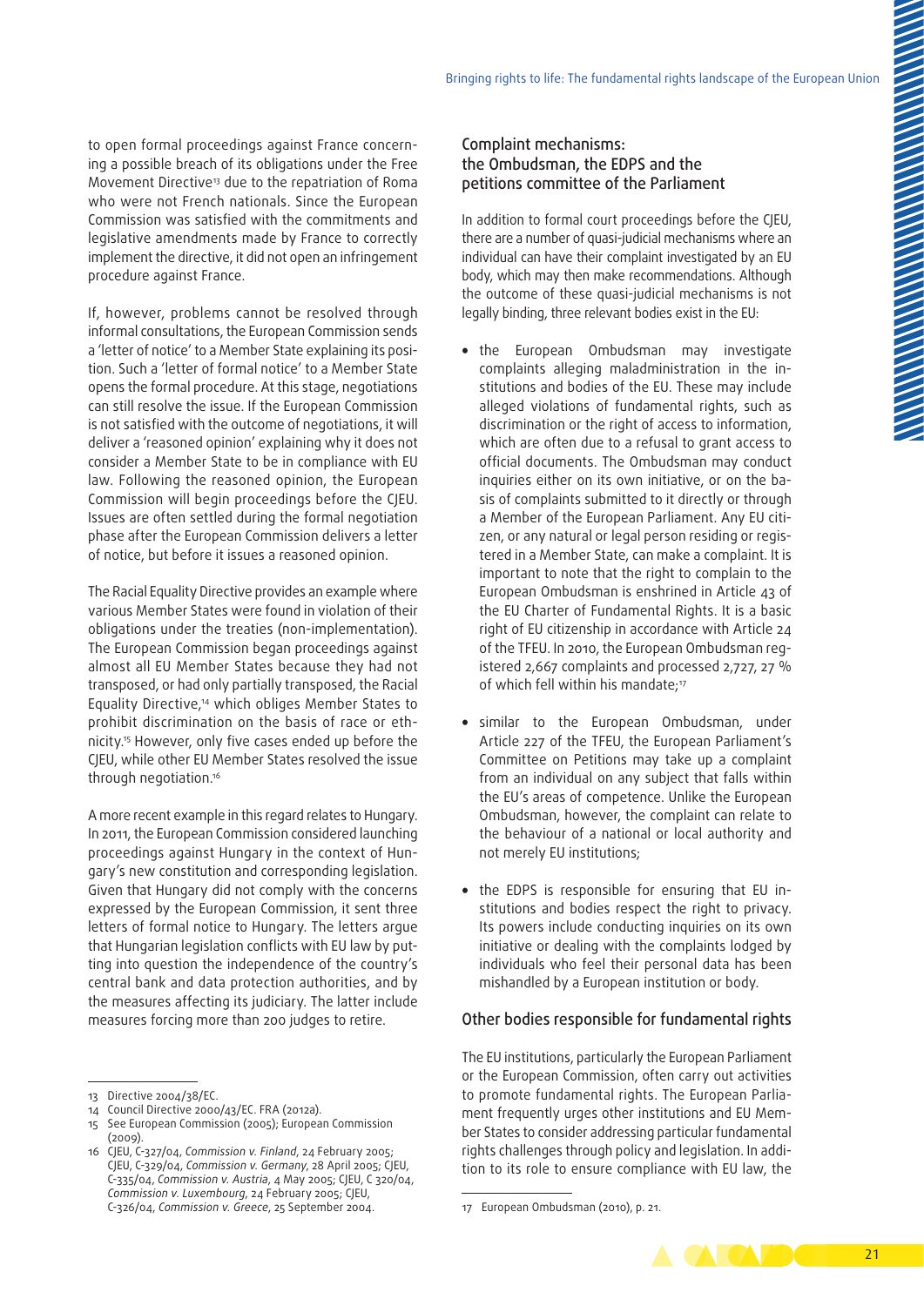to open formal proceedings against France concerning a possible breach of its obligations under the Free Movement Directive[13] due to the repatriation of Roma who were not French nationals. Since the European Commission was satisfied with the commitments and legislative amendments made by France to correctly implement the directive, it did not open an infringement procedure against France.

If, however, problems cannot be resolved through informal consultations, the European Commission sends a 'letter of notice' to a Member State explaining its position. Such a 'letter of formal notice' to a Member State opens the formal procedure. At this stage, negotiations can still resolve the issue. If the European Commission is not satisfied with the outcome of negotiations, it will deliver a 'reasoned opinion' explaining why it does not consider a Member State to be in compliance with EU law. Following the reasoned opinion, the European Commission will begin proceedings before the CJEU. Issues are often settled during the formal negotiation phase after the European Commission delivers a letter of notice, but before it issues a reasoned opinion.

The Racial Equality Directive provides an example where various Member States were found in violation of their obligations under the treaties (non-implementation). The European Commission began proceedings against almost all EU Member States because they had not transposed, or had only partially transposed, the Racial Equality Directive,[14] which obliges Member States to prohibit discrimination on the basis of race or ethnicity.[15] However, only five cases ended up before the CJEU, while other EU Member States resolved the issue through negotiation.[16]

A more recent example in this regard relates to Hungary. In 2011, the European Commission considered launching proceedings against Hungary in the context of Hungary's new constitution and corresponding legislation. Given that Hungary did not comply with the concerns expressed by the European Commission, it sent three letters of formal notice to Hungary. The letters argue that Hungarian legislation conflicts with EU law by putting into question the independence of the country's central bank and data protection authorities, and by the measures affecting its judiciary. The latter include measures forcing more than 200 judges to retire.

## Complaint mechanisms: the Ombudsman, the EDPS and the petitions committee of the Parliament

In addition to formal court proceedings before the CJEU, there are a number of quasi-judicial mechanisms where an individual can have their complaint investigated by an EU body, which may then make recommendations. Although the outcome of these quasi-judicial mechanisms is not legally binding, three relevant bodies exist in the EU:

- the European Ombudsman may investigate complaints alleging maladministration in the institutions and bodies of the EU. These may include alleged violations of fundamental rights, such as discrimination or the right of access to information, which are often due to a refusal to grant access to official documents. The Ombudsman may conduct inquiries either on its own initiative, or on the basis of complaints submitted to it directly or through a Member of the European Parliament. Any EU citizen, or any natural or legal person residing or registered in a Member State, can make a complaint. It is important to note that the right to complain to the European Ombudsman is enshrined in Article 43 of the EU Charter of Fundamental Rights. It is a basic right of EU citizenship in accordance with Article 24 of the TFEU. In 2010, the European Ombudsman registered 2,667 complaints and processed 2,727, 27 % of which fell within his mandate;[17]
- similar to the European Ombudsman, under Article 227 of the TFEU, the European Parliament's Committee on Petitions may take up a complaint from an individual on any subject that falls within the EU's areas of competence. Unlike the European Ombudsman, however, the complaint can relate to the behaviour of a national or local authority and not merely EU institutions;
- the EDPS is responsible for ensuring that EU institutions and bodies respect the right to privacy. Its powers include conducting inquiries on its own initiative or dealing with the complaints lodged by individuals who feel their personal data has been mishandled by a European institution or body.

### Other bodies responsible for fundamental rights

The EU institutions, particularly the European Parliament or the European Commission, often carry out activities to promote fundamental rights. The European Parliament frequently urges other institutions and EU Member States to consider addressing particular fundamental rights challenges through policy and legislation. In addition to its role to ensure compliance with EU law, the

---

13 Directive 2004/38/EC.

14 Council Directive 2000/43/EC. FRA (2012a).

15 See European Commission (2005); European Commission (2009).

16 CJEU, C-327/04, *Commission v. Finland*, 24 February 2005; CJEU, C-329/04, *Commission v. Germany*, 28 April 2005; CJEU, C-335/04, *Commission v. Austria*, 4 May 2005; CJEU, C 320/04, *Commission v. Luxembourg*, 24 February 2005; CJEU, C-326/04, *Commission v. Greece*, 25 September 2004.

17 European Ombudsman (2010), p. 21.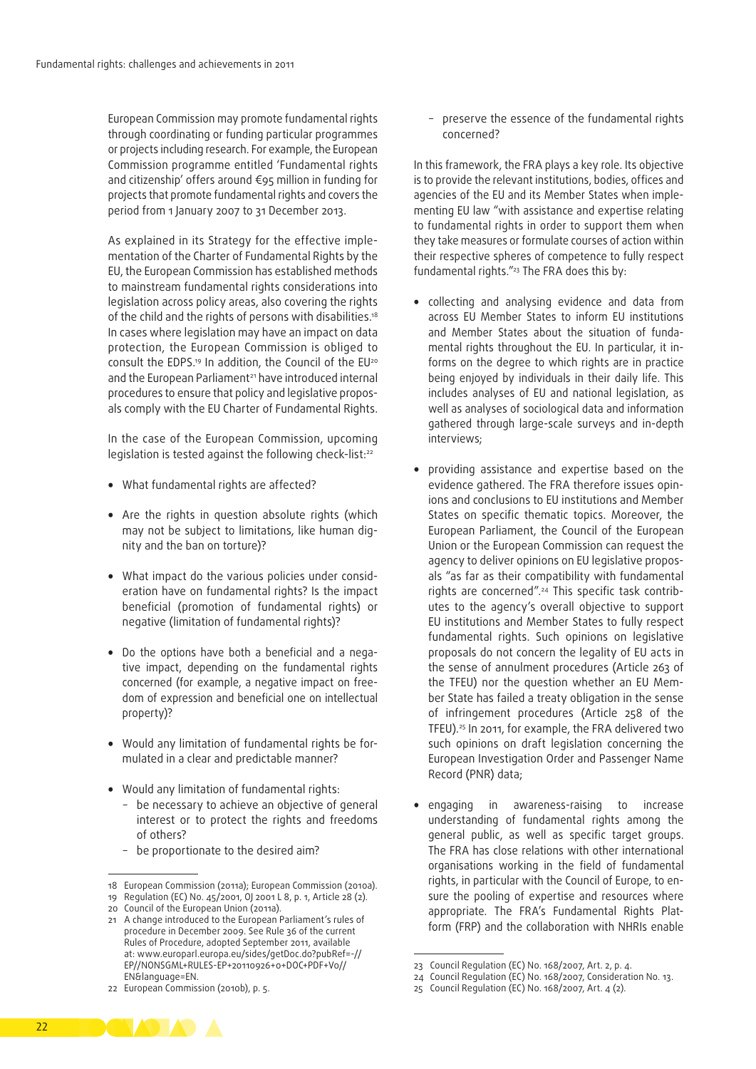European Commission may promote fundamental rights through coordinating or funding particular programmes or projects including research. For example, the European Commission programme entitled 'Fundamental rights and citizenship' offers around €95 million in funding for projects that promote fundamental rights and covers the period from 1 January 2007 to 31 December 2013.

As explained in its Strategy for the effective implementation of the Charter of Fundamental Rights by the EU, the European Commission has established methods to mainstream fundamental rights considerations into legislation across policy areas, also covering the rights of the child and the rights of persons with disabilities.[18] In cases where legislation may have an impact on data protection, the European Commission is obliged to consult the EDPS.[19] In addition, the Council of the EU[20] and the European Parliament[21] have introduced internal procedures to ensure that policy and legislative proposals comply with the EU Charter of Fundamental Rights.

In the case of the European Commission, upcoming legislation is tested against the following check-list:[22]

- What fundamental rights are affected?
- Are the rights in question absolute rights (which may not be subject to limitations, like human dignity and the ban on torture)?
- What impact do the various policies under consideration have on fundamental rights? Is the impact beneficial (promotion of fundamental rights) or negative (limitation of fundamental rights)?
- Do the options have both a beneficial and a negative impact, depending on the fundamental rights concerned (for example, a negative impact on freedom of expression and beneficial one on intellectual property)?
- Would any limitation of fundamental rights be formulated in a clear and predictable manner?
- Would any limitation of fundamental rights:
  - be necessary to achieve an objective of general interest or to protect the rights and freedoms of others?
  - be proportionate to the desired aim?
  - preserve the essence of the fundamental rights concerned?

In this framework, the FRA plays a key role. Its objective is to provide the relevant institutions, bodies, offices and agencies of the EU and its Member States when implementing EU law "with assistance and expertise relating to fundamental rights in order to support them when they take measures or formulate courses of action within their respective spheres of competence to fully respect fundamental rights."[23] The FRA does this by:

- collecting and analysing evidence and data from across EU Member States to inform EU institutions and Member States about the situation of fundamental rights throughout the EU. In particular, it informs on the degree to which rights are in practice being enjoyed by individuals in their daily life. This includes analyses of EU and national legislation, as well as analyses of sociological data and information gathered through large-scale surveys and in-depth interviews;
- providing assistance and expertise based on the evidence gathered. The FRA therefore issues opinions and conclusions to EU institutions and Member States on specific thematic topics. Moreover, the European Parliament, the Council of the European Union or the European Commission can request the agency to deliver opinions on EU legislative proposals "as far as their compatibility with fundamental rights are concerned".[24] This specific task contributes to the agency's overall objective to support EU institutions and Member States to fully respect fundamental rights. Such opinions on legislative proposals do not concern the legality of EU acts in the sense of annulment procedures (Article 263 of the TFEU) nor the question whether an EU Member State has failed a treaty obligation in the sense of infringement procedures (Article 258 of the TFEU).[25] In 2011, for example, the FRA delivered two such opinions on draft legislation concerning the European Investigation Order and Passenger Name Record (PNR) data;
- engaging in awareness-raising to increase understanding of fundamental rights among the general public, as well as specific target groups. The FRA has close relations with other international organisations working in the field of fundamental rights, in particular with the Council of Europe, to ensure the pooling of expertise and resources where appropriate. The FRA's Fundamental Rights Platform (FRP) and the collaboration with NHRIs enable

---

18 European Commission (2011a); European Commission (2010a).
19 Regulation (EC) No. 45/2001, OJ 2001 L 8, p. 1, Article 28 (2).
20 Council of the European Union (2011a).
21 A change introduced to the European Parliament's rules of procedure in December 2009. See Rule 36 of the current Rules of Procedure, adopted September 2011, available at: www.europarl.europa.eu/sides/getDoc.do?pubRef=-//EP//NONSGML+RULES-EP+20110926+0+DOC+PDF+V0//EN&language=EN.
22 European Commission (2010b), p. 5.
23 Council Regulation (EC) No. 168/2007, Art. 2, p. 4.
24 Council Regulation (EC) No. 168/2007, Consideration No. 13.
25 Council Regulation (EC) No. 168/2007, Art. 4 (2).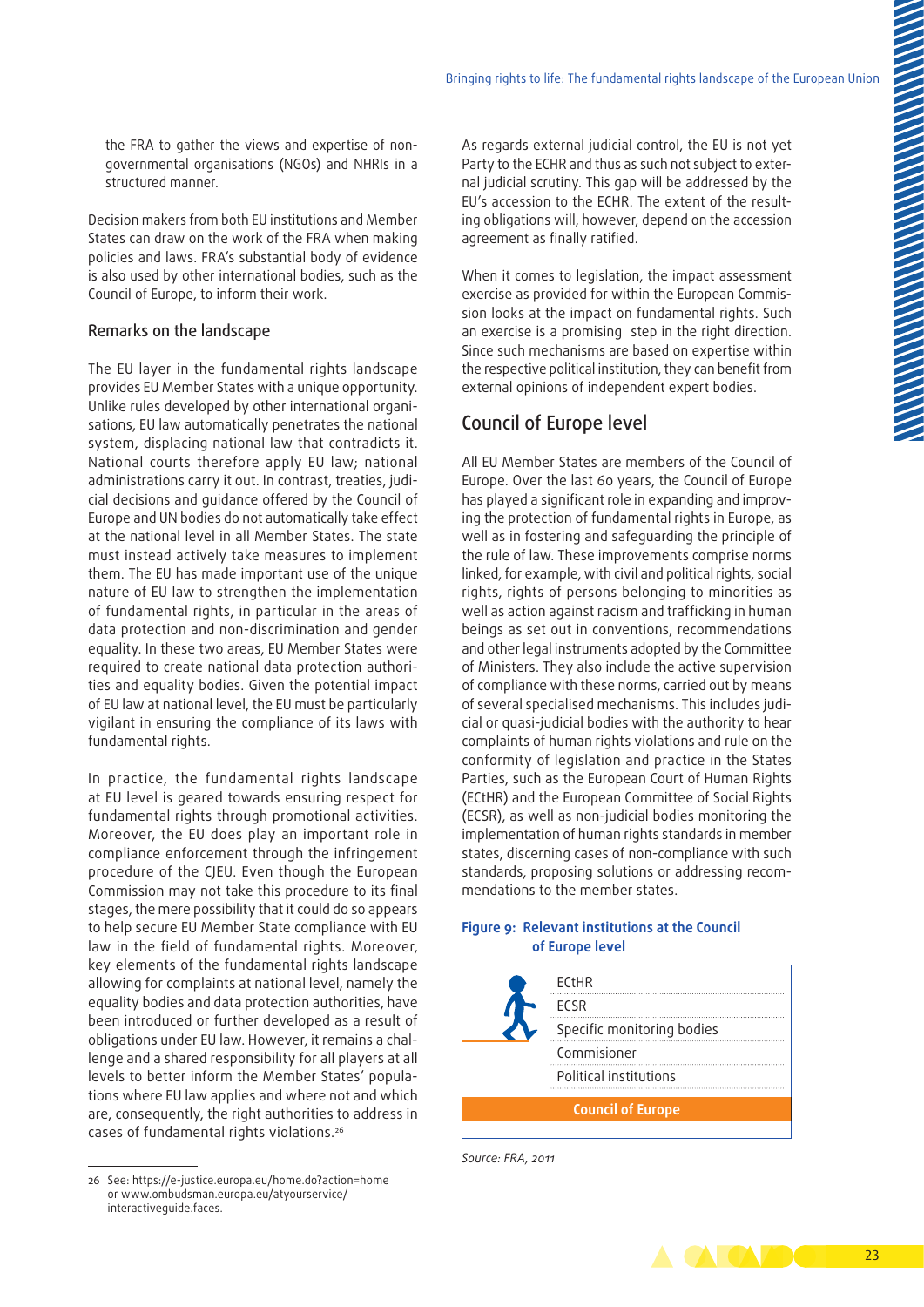the FRA to gather the views and expertise of non-governmental organisations (NGOs) and NHRIs in a structured manner.

Decision makers from both EU institutions and Member States can draw on the work of the FRA when making policies and laws. FRA's substantial body of evidence is also used by other international bodies, such as the Council of Europe, to inform their work.

### Remarks on the landscape

The EU layer in the fundamental rights landscape provides EU Member States with a unique opportunity. Unlike rules developed by other international organisations, EU law automatically penetrates the national system, displacing national law that contradicts it. National courts therefore apply EU law; national administrations carry it out. In contrast, treaties, judicial decisions and guidance offered by the Council of Europe and UN bodies do not automatically take effect at the national level in all Member States. The state must instead actively take measures to implement them. The EU has made important use of the unique nature of EU law to strengthen the implementation of fundamental rights, in particular in the areas of data protection and non-discrimination and gender equality. In these two areas, EU Member States were required to create national data protection authorities and equality bodies. Given the potential impact of EU law at national level, the EU must be particularly vigilant in ensuring the compliance of its laws with fundamental rights.

In practice, the fundamental rights landscape at EU level is geared towards ensuring respect for fundamental rights through promotional activities. Moreover, the EU does play an important role in compliance enforcement through the infringement procedure of the CJEU. Even though the European Commission may not take this procedure to its final stages, the mere possibility that it could do so appears to help secure EU Member State compliance with EU law in the field of fundamental rights. Moreover, key elements of the fundamental rights landscape allowing for complaints at national level, namely the equality bodies and data protection authorities, have been introduced or further developed as a result of obligations under EU law. However, it remains a challenge and a shared responsibility for all players at all levels to better inform the Member States' populations where EU law applies and where not and which are, consequently, the right authorities to address in cases of fundamental rights violations.[26]

As regards external judicial control, the EU is not yet Party to the ECHR and thus as such not subject to external judicial scrutiny. This gap will be addressed by the EU's accession to the ECHR. The extent of the resulting obligations will, however, depend on the accession agreement as finally ratified.

When it comes to legislation, the impact assessment exercise as provided for within the European Commission looks at the impact on fundamental rights. Such an exercise is a promising step in the right direction. Since such mechanisms are based on expertise within the respective political institution, they can benefit from external opinions of independent expert bodies.

## Council of Europe level

All EU Member States are members of the Council of Europe. Over the last 60 years, the Council of Europe has played a significant role in expanding and improving the protection of fundamental rights in Europe, as well as in fostering and safeguarding the principle of the rule of law. These improvements comprise norms linked, for example, with civil and political rights, social rights, rights of persons belonging to minorities as well as action against racism and trafficking in human beings as set out in conventions, recommendations and other legal instruments adopted by the Committee of Ministers. They also include the active supervision of compliance with these norms, carried out by means of several specialised mechanisms. This includes judicial or quasi-judicial bodies with the authority to hear complaints of human rights violations and rule on the conformity of legislation and practice in the States Parties, such as the European Court of Human Rights (ECtHR) and the European Committee of Social Rights (ECSR), as well as non-judicial bodies monitoring the implementation of human rights standards in member states, discerning cases of non-compliance with such standards, proposing solutions or addressing recommendations to the member states.

**Figure 9: Relevant institutions at the Council of Europe level**

| Council of Europe |
|---|
| ECtHR |
| ECSR |
| Specific monitoring bodies |
| Commisioner |
| Political institutions |

*Source: FRA, 2011*

---

26 See: https://e-justice.europa.eu/home.do?action=home or www.ombudsman.europa.eu/atyourservice/interactiveguide.faces.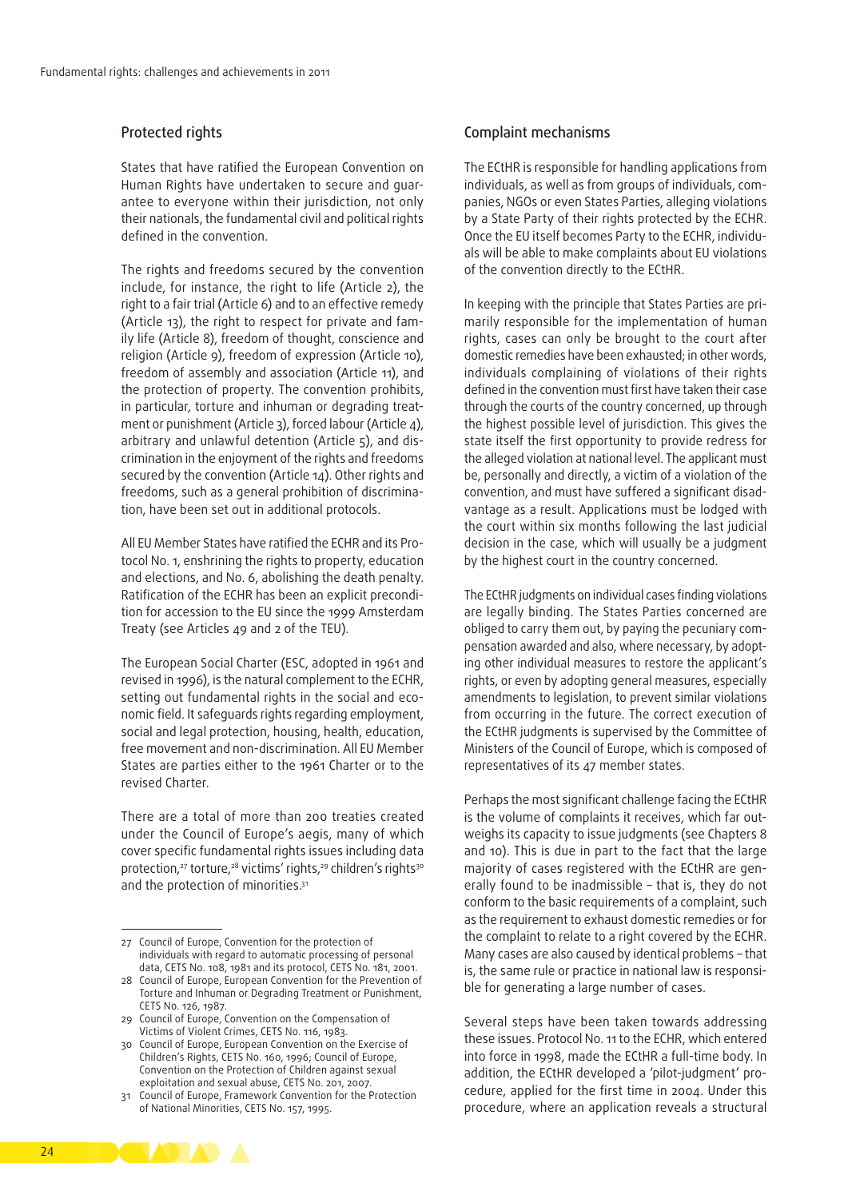## Protected rights

States that have ratified the European Convention on Human Rights have undertaken to secure and guarantee to everyone within their jurisdiction, not only their nationals, the fundamental civil and political rights defined in the convention.

The rights and freedoms secured by the convention include, for instance, the right to life (Article 2), the right to a fair trial (Article 6) and to an effective remedy (Article 13), the right to respect for private and family life (Article 8), freedom of thought, conscience and religion (Article 9), freedom of expression (Article 10), freedom of assembly and association (Article 11), and the protection of property. The convention prohibits, in particular, torture and inhuman or degrading treatment or punishment (Article 3), forced labour (Article 4), arbitrary and unlawful detention (Article 5), and discrimination in the enjoyment of the rights and freedoms secured by the convention (Article 14). Other rights and freedoms, such as a general prohibition of discrimination, have been set out in additional protocols.

All EU Member States have ratified the ECHR and its Protocol No. 1, enshrining the rights to property, education and elections, and No. 6, abolishing the death penalty. Ratification of the ECHR has been an explicit precondition for accession to the EU since the 1999 Amsterdam Treaty (see Articles 49 and 2 of the TEU).

The European Social Charter (ESC, adopted in 1961 and revised in 1996), is the natural complement to the ECHR, setting out fundamental rights in the social and economic field. It safeguards rights regarding employment, social and legal protection, housing, health, education, free movement and non-discrimination. All EU Member States are parties either to the 1961 Charter or to the revised Charter.

There are a total of more than 200 treaties created under the Council of Europe's aegis, many of which cover specific fundamental rights issues including data protection,[27] torture,[28] victims' rights,[29] children's rights[30] and the protection of minorities.[31]

## Complaint mechanisms

The ECtHR is responsible for handling applications from individuals, as well as from groups of individuals, companies, NGOs or even States Parties, alleging violations by a State Party of their rights protected by the ECHR. Once the EU itself becomes Party to the ECHR, individuals will be able to make complaints about EU violations of the convention directly to the ECtHR.

In keeping with the principle that States Parties are primarily responsible for the implementation of human rights, cases can only be brought to the court after domestic remedies have been exhausted; in other words, individuals complaining of violations of their rights defined in the convention must first have taken their case through the courts of the country concerned, up through the highest possible level of jurisdiction. This gives the state itself the first opportunity to provide redress for the alleged violation at national level. The applicant must be, personally and directly, a victim of a violation of the convention, and must have suffered a significant disadvantage as a result. Applications must be lodged with the court within six months following the last judicial decision in the case, which will usually be a judgment by the highest court in the country concerned.

The ECtHR judgments on individual cases finding violations are legally binding. The States Parties concerned are obliged to carry them out, by paying the pecuniary compensation awarded and also, where necessary, by adopting other individual measures to restore the applicant's rights, or even by adopting general measures, especially amendments to legislation, to prevent similar violations from occurring in the future. The correct execution of the ECtHR judgments is supervised by the Committee of Ministers of the Council of Europe, which is composed of representatives of its 47 member states.

Perhaps the most significant challenge facing the ECtHR is the volume of complaints it receives, which far outweighs its capacity to issue judgments (see Chapters 8 and 10). This is due in part to the fact that the large majority of cases registered with the ECtHR are generally found to be inadmissible – that is, they do not conform to the basic requirements of a complaint, such as the requirement to exhaust domestic remedies or for the complaint to relate to a right covered by the ECHR. Many cases are also caused by identical problems – that is, the same rule or practice in national law is responsible for generating a large number of cases.

Several steps have been taken towards addressing these issues. Protocol No. 11 to the ECHR, which entered into force in 1998, made the ECtHR a full-time body. In addition, the ECtHR developed a 'pilot-judgment' procedure, applied for the first time in 2004. Under this procedure, where an application reveals a structural

---

27 Council of Europe, Convention for the protection of individuals with regard to automatic processing of personal data, CETS No. 108, 1981 and its protocol, CETS No. 181, 2001.

28 Council of Europe, European Convention for the Prevention of Torture and Inhuman or Degrading Treatment or Punishment, CETS No. 126, 1987.

29 Council of Europe, Convention on the Compensation of Victims of Violent Crimes, CETS No. 116, 1983.

30 Council of Europe, European Convention on the Exercise of Children's Rights, CETS No. 160, 1996; Council of Europe, Convention on the Protection of Children against sexual exploitation and sexual abuse, CETS No. 201, 2007.

31 Council of Europe, Framework Convention for the Protection of National Minorities, CETS No. 157, 1995.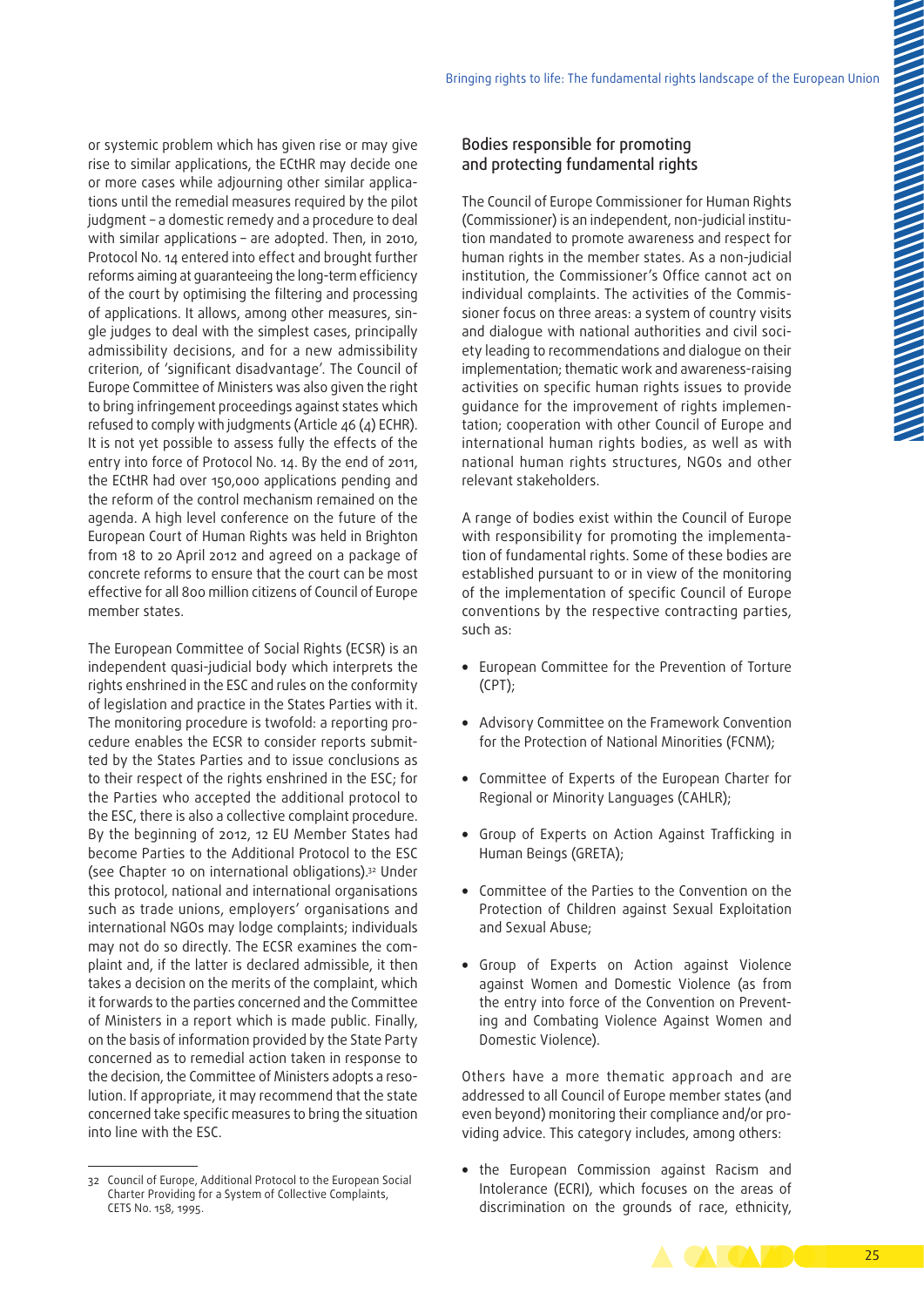or systemic problem which has given rise or may give rise to similar applications, the ECtHR may decide one or more cases while adjourning other similar applications until the remedial measures required by the pilot judgment – a domestic remedy and a procedure to deal with similar applications – are adopted. Then, in 2010, Protocol No. 14 entered into effect and brought further reforms aiming at guaranteeing the long-term efficiency of the court by optimising the filtering and processing of applications. It allows, among other measures, single judges to deal with the simplest cases, principally admissibility decisions, and for a new admissibility criterion, of 'significant disadvantage'. The Council of Europe Committee of Ministers was also given the right to bring infringement proceedings against states which refused to comply with judgments (Article 46 (4) ECHR). It is not yet possible to assess fully the effects of the entry into force of Protocol No. 14. By the end of 2011, the ECtHR had over 150,000 applications pending and the reform of the control mechanism remained on the agenda. A high level conference on the future of the European Court of Human Rights was held in Brighton from 18 to 20 April 2012 and agreed on a package of concrete reforms to ensure that the court can be most effective for all 800 million citizens of Council of Europe member states.

The European Committee of Social Rights (ECSR) is an independent quasi-judicial body which interprets the rights enshrined in the ESC and rules on the conformity of legislation and practice in the States Parties with it. The monitoring procedure is twofold: a reporting procedure enables the ECSR to consider reports submitted by the States Parties and to issue conclusions as to their respect of the rights enshrined in the ESC; for the Parties who accepted the additional protocol to the ESC, there is also a collective complaint procedure. By the beginning of 2012, 12 EU Member States had become Parties to the Additional Protocol to the ESC (see Chapter 10 on international obligations).[32] Under this protocol, national and international organisations such as trade unions, employers' organisations and international NGOs may lodge complaints; individuals may not do so directly. The ECSR examines the complaint and, if the latter is declared admissible, it then takes a decision on the merits of the complaint, which it forwards to the parties concerned and the Committee of Ministers in a report which is made public. Finally, on the basis of information provided by the State Party concerned as to remedial action taken in response to the decision, the Committee of Ministers adopts a resolution. If appropriate, it may recommend that the state concerned take specific measures to bring the situation into line with the ESC.

## Bodies responsible for promoting and protecting fundamental rights

The Council of Europe Commissioner for Human Rights (Commissioner) is an independent, non-judicial institution mandated to promote awareness and respect for human rights in the member states. As a non-judicial institution, the Commissioner's Office cannot act on individual complaints. The activities of the Commissioner focus on three areas: a system of country visits and dialogue with national authorities and civil society leading to recommendations and dialogue on their implementation; thematic work and awareness-raising activities on specific human rights issues to provide guidance for the improvement of rights implementation; cooperation with other Council of Europe and international human rights bodies, as well as with national human rights structures, NGOs and other relevant stakeholders.

A range of bodies exist within the Council of Europe with responsibility for promoting the implementation of fundamental rights. Some of these bodies are established pursuant to or in view of the monitoring of the implementation of specific Council of Europe conventions by the respective contracting parties, such as:

- European Committee for the Prevention of Torture (CPT);
- Advisory Committee on the Framework Convention for the Protection of National Minorities (FCNM);
- Committee of Experts of the European Charter for Regional or Minority Languages (CAHLR);
- Group of Experts on Action Against Trafficking in Human Beings (GRETA);
- Committee of the Parties to the Convention on the Protection of Children against Sexual Exploitation and Sexual Abuse;
- Group of Experts on Action against Violence against Women and Domestic Violence (as from the entry into force of the Convention on Preventing and Combating Violence Against Women and Domestic Violence).

Others have a more thematic approach and are addressed to all Council of Europe member states (and even beyond) monitoring their compliance and/or providing advice. This category includes, among others:

- the European Commission against Racism and Intolerance (ECRI), which focuses on the areas of discrimination on the grounds of race, ethnicity,

---

32 Council of Europe, Additional Protocol to the European Social Charter Providing for a System of Collective Complaints, CETS No. 158, 1995.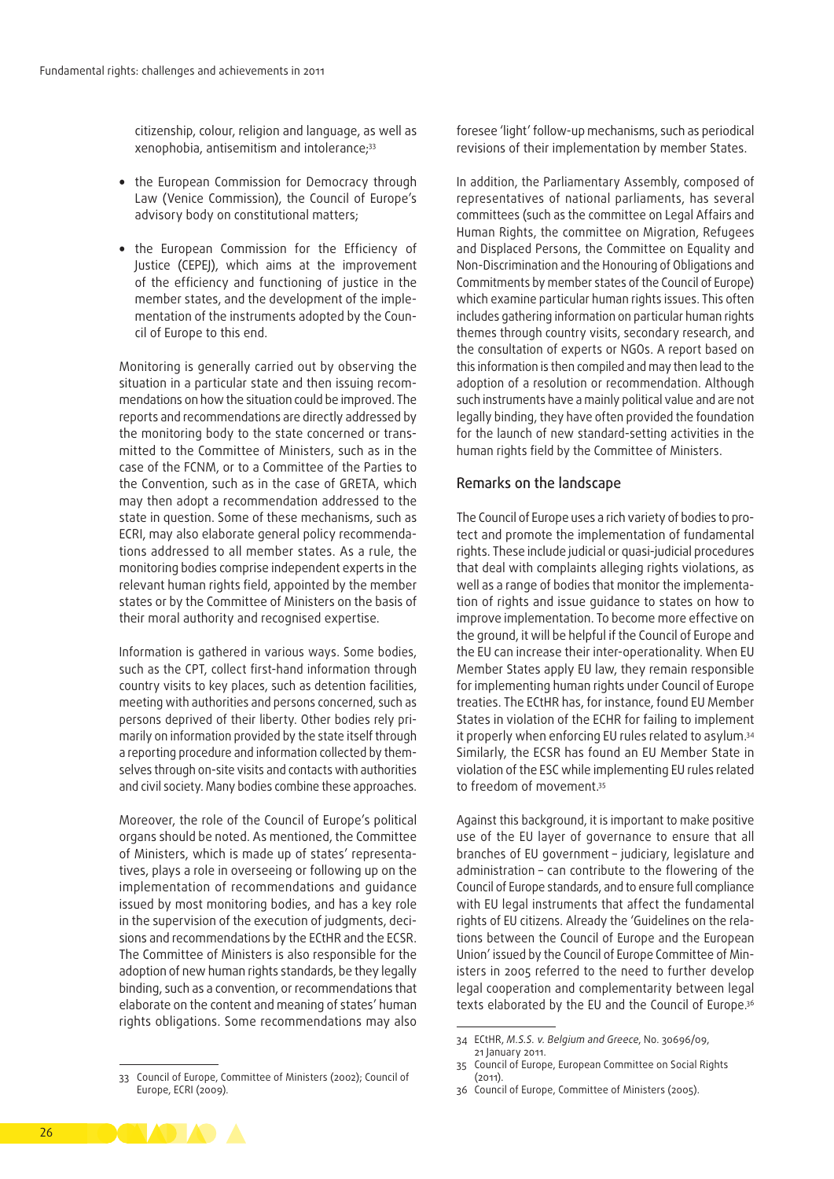citizenship, colour, religion and language, as well as xenophobia, antisemitism and intolerance;[33]

- the European Commission for Democracy through Law (Venice Commission), the Council of Europe's advisory body on constitutional matters;
- the European Commission for the Efficiency of Justice (CEPEJ), which aims at the improvement of the efficiency and functioning of justice in the member states, and the development of the implementation of the instruments adopted by the Council of Europe to this end.

Monitoring is generally carried out by observing the situation in a particular state and then issuing recommendations on how the situation could be improved. The reports and recommendations are directly addressed by the monitoring body to the state concerned or transmitted to the Committee of Ministers, such as in the case of the FCNM, or to a Committee of the Parties to the Convention, such as in the case of GRETA, which may then adopt a recommendation addressed to the state in question. Some of these mechanisms, such as ECRI, may also elaborate general policy recommendations addressed to all member states. As a rule, the monitoring bodies comprise independent experts in the relevant human rights field, appointed by the member states or by the Committee of Ministers on the basis of their moral authority and recognised expertise.

Information is gathered in various ways. Some bodies, such as the CPT, collect first-hand information through country visits to key places, such as detention facilities, meeting with authorities and persons concerned, such as persons deprived of their liberty. Other bodies rely primarily on information provided by the state itself through a reporting procedure and information collected by themselves through on-site visits and contacts with authorities and civil society. Many bodies combine these approaches.

Moreover, the role of the Council of Europe's political organs should be noted. As mentioned, the Committee of Ministers, which is made up of states' representatives, plays a role in overseeing or following up on the implementation of recommendations and guidance issued by most monitoring bodies, and has a key role in the supervision of the execution of judgments, decisions and recommendations by the ECtHR and the ECSR. The Committee of Ministers is also responsible for the adoption of new human rights standards, be they legally binding, such as a convention, or recommendations that elaborate on the content and meaning of states' human rights obligations. Some recommendations may also foresee 'light' follow-up mechanisms, such as periodical revisions of their implementation by member States.

In addition, the Parliamentary Assembly, composed of representatives of national parliaments, has several committees (such as the committee on Legal Affairs and Human Rights, the committee on Migration, Refugees and Displaced Persons, the Committee on Equality and Non-Discrimination and the Honouring of Obligations and Commitments by member states of the Council of Europe) which examine particular human rights issues. This often includes gathering information on particular human rights themes through country visits, secondary research, and the consultation of experts or NGOs. A report based on this information is then compiled and may then lead to the adoption of a resolution or recommendation. Although such instruments have a mainly political value and are not legally binding, they have often provided the foundation for the launch of new standard-setting activities in the human rights field by the Committee of Ministers.

## Remarks on the landscape

The Council of Europe uses a rich variety of bodies to protect and promote the implementation of fundamental rights. These include judicial or quasi-judicial procedures that deal with complaints alleging rights violations, as well as a range of bodies that monitor the implementation of rights and issue guidance to states on how to improve implementation. To become more effective on the ground, it will be helpful if the Council of Europe and the EU can increase their inter-operationality. When EU Member States apply EU law, they remain responsible for implementing human rights under Council of Europe treaties. The ECtHR has, for instance, found EU Member States in violation of the ECHR for failing to implement it properly when enforcing EU rules related to asylum.[34] Similarly, the ECSR has found an EU Member State in violation of the ESC while implementing EU rules related to freedom of movement.[35]

Against this background, it is important to make positive use of the EU layer of governance to ensure that all branches of EU government – judiciary, legislature and administration – can contribute to the flowering of the Council of Europe standards, and to ensure full compliance with EU legal instruments that affect the fundamental rights of EU citizens. Already the 'Guidelines on the relations between the Council of Europe and the European Union' issued by the Council of Europe Committee of Ministers in 2005 referred to the need to further develop legal cooperation and complementarity between legal texts elaborated by the EU and the Council of Europe.[36]

---

33 Council of Europe, Committee of Ministers (2002); Council of Europe, ECRI (2009).

34 ECtHR, *M.S.S. v. Belgium and Greece*, No. 30696/09, 21 January 2011.

35 Council of Europe, European Committee on Social Rights (2011).

36 Council of Europe, Committee of Ministers (2005).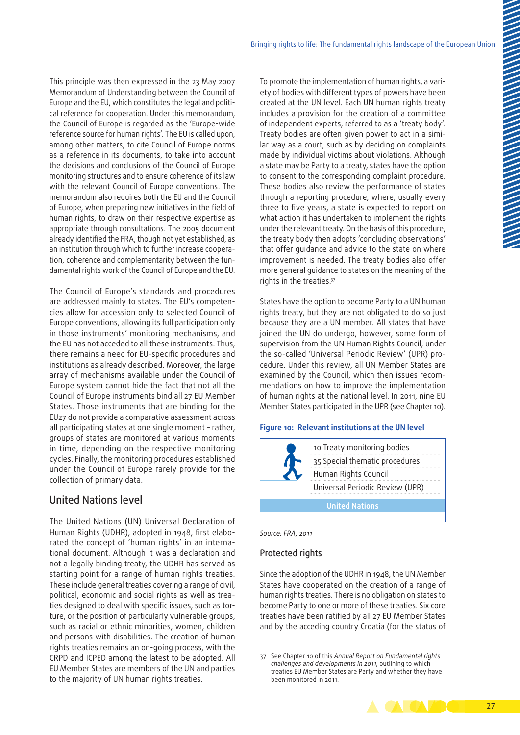This principle was then expressed in the 23 May 2007 Memorandum of Understanding between the Council of Europe and the EU, which constitutes the legal and political reference for cooperation. Under this memorandum, the Council of Europe is regarded as the 'Europe-wide reference source for human rights'. The EU is called upon, among other matters, to cite Council of Europe norms as a reference in its documents, to take into account the decisions and conclusions of the Council of Europe monitoring structures and to ensure coherence of its law with the relevant Council of Europe conventions. The memorandum also requires both the EU and the Council of Europe, when preparing new initiatives in the field of human rights, to draw on their respective expertise as appropriate through consultations. The 2005 document already identified the FRA, though not yet established, as an institution through which to further increase cooperation, coherence and complementarity between the fundamental rights work of the Council of Europe and the EU.

The Council of Europe's standards and procedures are addressed mainly to states. The EU's competencies allow for accession only to selected Council of Europe conventions, allowing its full participation only in those instruments' monitoring mechanisms, and the EU has not acceded to all these instruments. Thus, there remains a need for EU-specific procedures and institutions as already described. Moreover, the large array of mechanisms available under the Council of Europe system cannot hide the fact that not all the Council of Europe instruments bind all 27 EU Member States. Those instruments that are binding for the EU27 do not provide a comparative assessment across all participating states at one single moment – rather, groups of states are monitored at various moments in time, depending on the respective monitoring cycles. Finally, the monitoring procedures established under the Council of Europe rarely provide for the collection of primary data.

## United Nations level

The United Nations (UN) Universal Declaration of Human Rights (UDHR), adopted in 1948, first elaborated the concept of 'human rights' in an international document. Although it was a declaration and not a legally binding treaty, the UDHR has served as starting point for a range of human rights treaties. These include general treaties covering a range of civil, political, economic and social rights as well as treaties designed to deal with specific issues, such as torture, or the position of particularly vulnerable groups, such as racial or ethnic minorities, women, children and persons with disabilities. The creation of human rights treaties remains an on-going process, with the CRPD and ICPED among the latest to be adopted. All EU Member States are members of the UN and parties to the majority of UN human rights treaties.

To promote the implementation of human rights, a variety of bodies with different types of powers have been created at the UN level. Each UN human rights treaty includes a provision for the creation of a committee of independent experts, referred to as a 'treaty body'. Treaty bodies are often given power to act in a similar way as a court, such as by deciding on complaints made by individual victims about violations. Although a state may be Party to a treaty, states have the option to consent to the corresponding complaint procedure. These bodies also review the performance of states through a reporting procedure, where, usually every three to five years, a state is expected to report on what action it has undertaken to implement the rights under the relevant treaty. On the basis of this procedure, the treaty body then adopts 'concluding observations' that offer guidance and advice to the state on where improvement is needed. The treaty bodies also offer more general guidance to states on the meaning of the rights in the treaties.[37]

States have the option to become Party to a UN human rights treaty, but they are not obligated to do so just because they are a UN member. All states that have joined the UN do undergo, however, some form of supervision from the UN Human Rights Council, under the so-called 'Universal Periodic Review' (UPR) procedure. Under this review, all UN Member States are examined by the Council, which then issues recommendations on how to improve the implementation of human rights at the national level. In 2011, nine EU Member States participated in the UPR (see Chapter 10).

**Figure 10: Relevant institutions at the UN level**

| United Nations |
|---|
| 10 Treaty monitoring bodies |
| 35 Special thematic procedures |
| Human Rights Council |
| Universal Periodic Review (UPR) |

*Source: FRA, 2011*

### Protected rights

Since the adoption of the UDHR in 1948, the UN Member States have cooperated on the creation of a range of human rights treaties. There is no obligation on states to become Party to one or more of these treaties. Six core treaties have been ratified by all 27 EU Member States and by the acceding country Croatia (for the status of

37 See Chapter 10 of this *Annual Report on Fundamental rights challenges and developments in 2011*, outlining to which treaties EU Member States are Party and whether they have been monitored in 2011.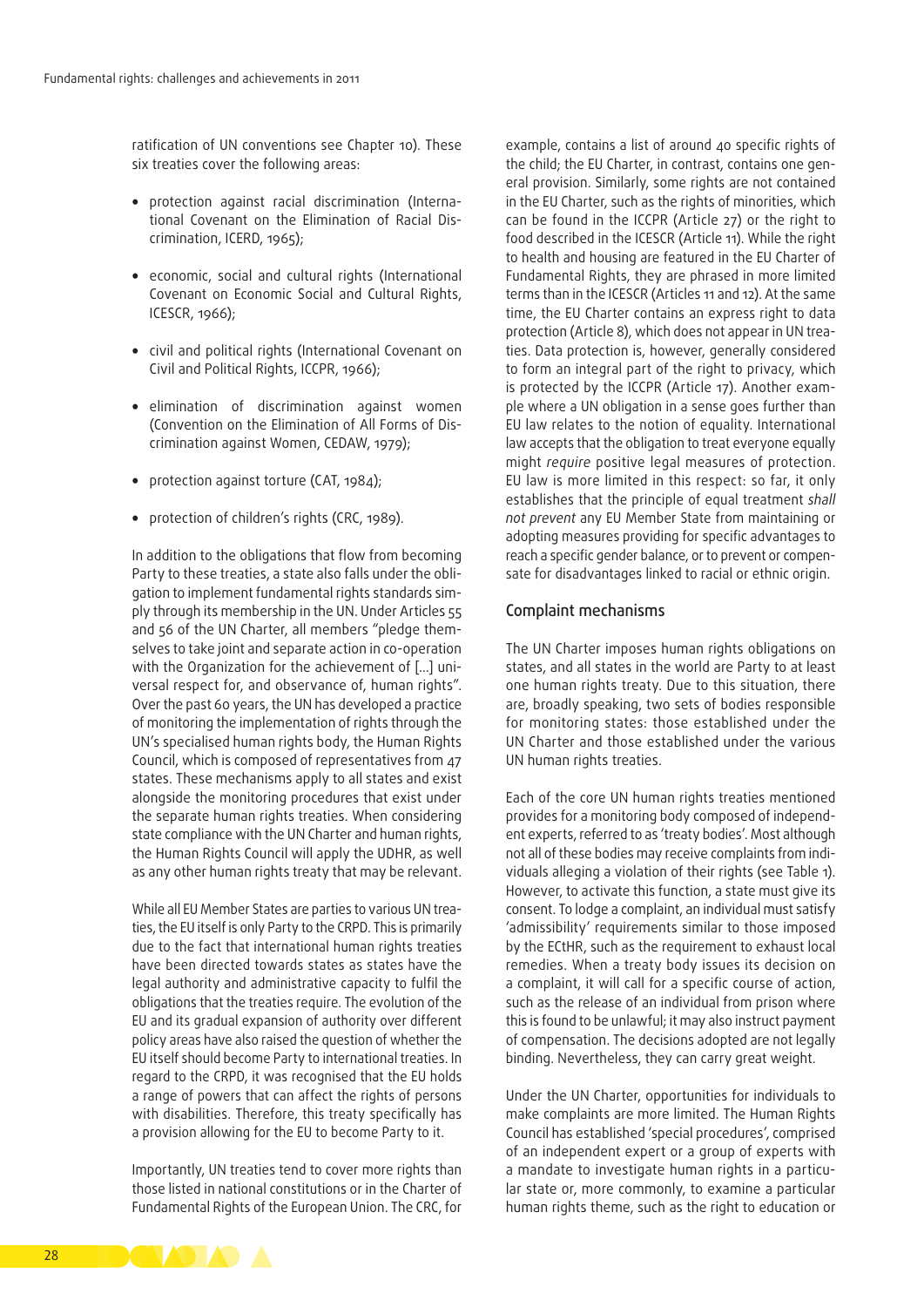ratification of UN conventions see Chapter 10). These six treaties cover the following areas:

- protection against racial discrimination (International Covenant on the Elimination of Racial Discrimination, ICERD, 1965);
- economic, social and cultural rights (International Covenant on Economic Social and Cultural Rights, ICESCR, 1966);
- civil and political rights (International Covenant on Civil and Political Rights, ICCPR, 1966);
- elimination of discrimination against women (Convention on the Elimination of All Forms of Discrimination against Women, CEDAW, 1979);
- protection against torture (CAT, 1984);
- protection of children's rights (CRC, 1989).

In addition to the obligations that flow from becoming Party to these treaties, a state also falls under the obligation to implement fundamental rights standards simply through its membership in the UN. Under Articles 55 and 56 of the UN Charter, all members "pledge themselves to take joint and separate action in co-operation with the Organization for the achievement of [...] universal respect for, and observance of, human rights". Over the past 60 years, the UN has developed a practice of monitoring the implementation of rights through the UN's specialised human rights body, the Human Rights Council, which is composed of representatives from 47 states. These mechanisms apply to all states and exist alongside the monitoring procedures that exist under the separate human rights treaties. When considering state compliance with the UN Charter and human rights, the Human Rights Council will apply the UDHR, as well as any other human rights treaty that may be relevant.

While all EU Member States are parties to various UN treaties, the EU itself is only Party to the CRPD. This is primarily due to the fact that international human rights treaties have been directed towards states as states have the legal authority and administrative capacity to fulfil the obligations that the treaties require. The evolution of the EU and its gradual expansion of authority over different policy areas have also raised the question of whether the EU itself should become Party to international treaties. In regard to the CRPD, it was recognised that the EU holds a range of powers that can affect the rights of persons with disabilities. Therefore, this treaty specifically has a provision allowing for the EU to become Party to it.

Importantly, UN treaties tend to cover more rights than those listed in national constitutions or in the Charter of Fundamental Rights of the European Union. The CRC, for example, contains a list of around 40 specific rights of the child; the EU Charter, in contrast, contains one general provision. Similarly, some rights are not contained in the EU Charter, such as the rights of minorities, which can be found in the ICCPR (Article 27) or the right to food described in the ICESCR (Article 11). While the right to health and housing are featured in the EU Charter of Fundamental Rights, they are phrased in more limited terms than in the ICESCR (Articles 11 and 12). At the same time, the EU Charter contains an express right to data protection (Article 8), which does not appear in UN treaties. Data protection is, however, generally considered to form an integral part of the right to privacy, which is protected by the ICCPR (Article 17). Another example where a UN obligation in a sense goes further than EU law relates to the notion of equality. International law accepts that the obligation to treat everyone equally might *require* positive legal measures of protection. EU law is more limited in this respect: so far, it only establishes that the principle of equal treatment *shall not prevent* any EU Member State from maintaining or adopting measures providing for specific advantages to reach a specific gender balance, or to prevent or compensate for disadvantages linked to racial or ethnic origin.

## Complaint mechanisms

The UN Charter imposes human rights obligations on states, and all states in the world are Party to at least one human rights treaty. Due to this situation, there are, broadly speaking, two sets of bodies responsible for monitoring states: those established under the UN Charter and those established under the various UN human rights treaties.

Each of the core UN human rights treaties mentioned provides for a monitoring body composed of independent experts, referred to as 'treaty bodies'. Most although not all of these bodies may receive complaints from individuals alleging a violation of their rights (see Table 1). However, to activate this function, a state must give its consent. To lodge a complaint, an individual must satisfy 'admissibility' requirements similar to those imposed by the ECtHR, such as the requirement to exhaust local remedies. When a treaty body issues its decision on a complaint, it will call for a specific course of action, such as the release of an individual from prison where this is found to be unlawful; it may also instruct payment of compensation. The decisions adopted are not legally binding. Nevertheless, they can carry great weight.

Under the UN Charter, opportunities for individuals to make complaints are more limited. The Human Rights Council has established 'special procedures', comprised of an independent expert or a group of experts with a mandate to investigate human rights in a particular state or, more commonly, to examine a particular human rights theme, such as the right to education or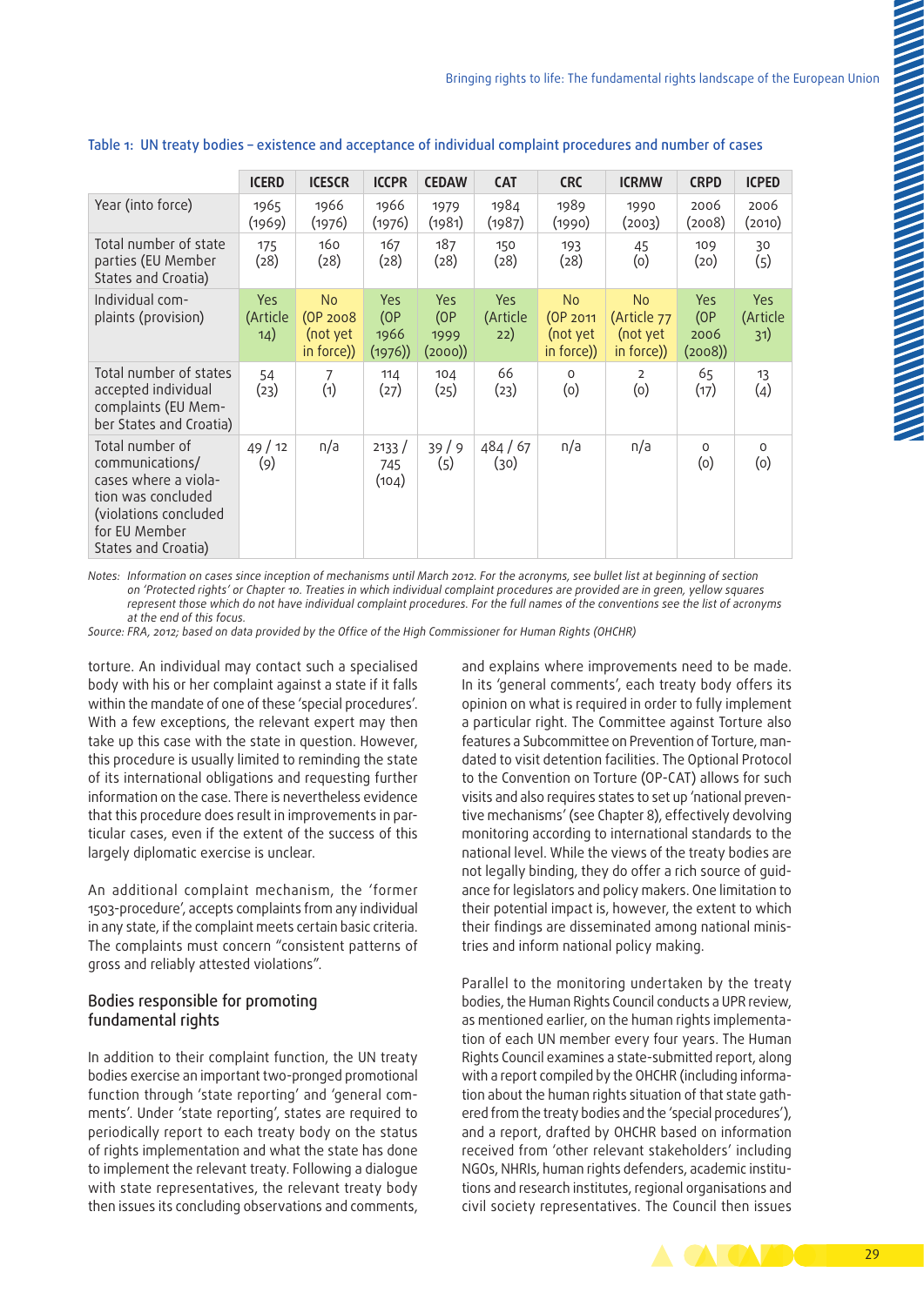Table 1: UN treaty bodies – existence and acceptance of individual complaint procedures and number of cases

| | ICERD | ICESCR | ICCPR | CEDAW | CAT | CRC | ICRMW | CRPD | ICPED |
|---|---|---|---|---|---|---|---|---|---|
| Year (into force) | 1965 (1969) | 1966 (1976) | 1966 (1976) | 1979 (1981) | 1984 (1987) | 1989 (1990) | 1990 (2003) | 2006 (2008) | 2006 (2010) |
| Total number of state parties (EU Member States and Croatia) | 175 (28) | 160 (28) | 167 (28) | 187 (28) | 150 (28) | 193 (28) | 45 (0) | 109 (20) | 30 (5) |
| Individual complaints (provision) | Yes (Article 14) | No (OP 2008 (not yet in force)) | Yes (OP 1966 (1976)) | Yes (OP 1999 (2000)) | Yes (Article 22) | No (OP 2011 (not yet in force)) | No (Article 77 (not yet in force)) | Yes (OP 2006 (2008)) | Yes (Article 31) |
| Total number of states accepted individual complaints (EU Member States and Croatia) | 54 (23) | 7 (1) | 114 (27) | 104 (25) | 66 (23) | 0 (0) | 2 (0) | 65 (17) | 13 (4) |
| Total number of communications/ cases where a violation was concluded (violations concluded for EU Member States and Croatia) | 49 / 12 (9) | n/a | 2133 / 745 (104) | 39 / 9 (5) | 484 / 67 (30) | n/a | n/a | 0 (0) | 0 (0) |

*Notes: Information on cases since inception of mechanisms until March 2012. For the acronyms, see bullet list at beginning of section on 'Protected rights' or Chapter 10. Treaties in which individual complaint procedures are provided are in green, yellow squares represent those which do not have individual complaint procedures. For the full names of the conventions see the list of acronyms at the end of this focus.*

*Source: FRA, 2012; based on data provided by the Office of the High Commissioner for Human Rights (OHCHR)*

torture. An individual may contact such a specialised body with his or her complaint against a state if it falls within the mandate of one of these 'special procedures'. With a few exceptions, the relevant expert may then take up this case with the state in question. However, this procedure is usually limited to reminding the state of its international obligations and requesting further information on the case. There is nevertheless evidence that this procedure does result in improvements in particular cases, even if the extent of the success of this largely diplomatic exercise is unclear.

An additional complaint mechanism, the 'former 1503-procedure', accepts complaints from any individual in any state, if the complaint meets certain basic criteria. The complaints must concern "consistent patterns of gross and reliably attested violations".

## Bodies responsible for promoting fundamental rights

In addition to their complaint function, the UN treaty bodies exercise an important two-pronged promotional function through 'state reporting' and 'general comments'. Under 'state reporting', states are required to periodically report to each treaty body on the status of rights implementation and what the state has done to implement the relevant treaty. Following a dialogue with state representatives, the relevant treaty body then issues its concluding observations and comments, and explains where improvements need to be made. In its 'general comments', each treaty body offers its opinion on what is required in order to fully implement a particular right. The Committee against Torture also features a Subcommittee on Prevention of Torture, mandated to visit detention facilities. The Optional Protocol to the Convention on Torture (OP-CAT) allows for such visits and also requires states to set up 'national preventive mechanisms' (see Chapter 8), effectively devolving monitoring according to international standards to the national level. While the views of the treaty bodies are not legally binding, they do offer a rich source of guidance for legislators and policy makers. One limitation to their potential impact is, however, the extent to which their findings are disseminated among national ministries and inform national policy making.

Parallel to the monitoring undertaken by the treaty bodies, the Human Rights Council conducts a UPR review, as mentioned earlier, on the human rights implementation of each UN member every four years. The Human Rights Council examines a state-submitted report, along with a report compiled by the OHCHR (including information about the human rights situation of that state gathered from the treaty bodies and the 'special procedures'), and a report, drafted by OHCHR based on information received from 'other relevant stakeholders' including NGOs, NHRIs, human rights defenders, academic institutions and research institutes, regional organisations and civil society representatives. The Council then issues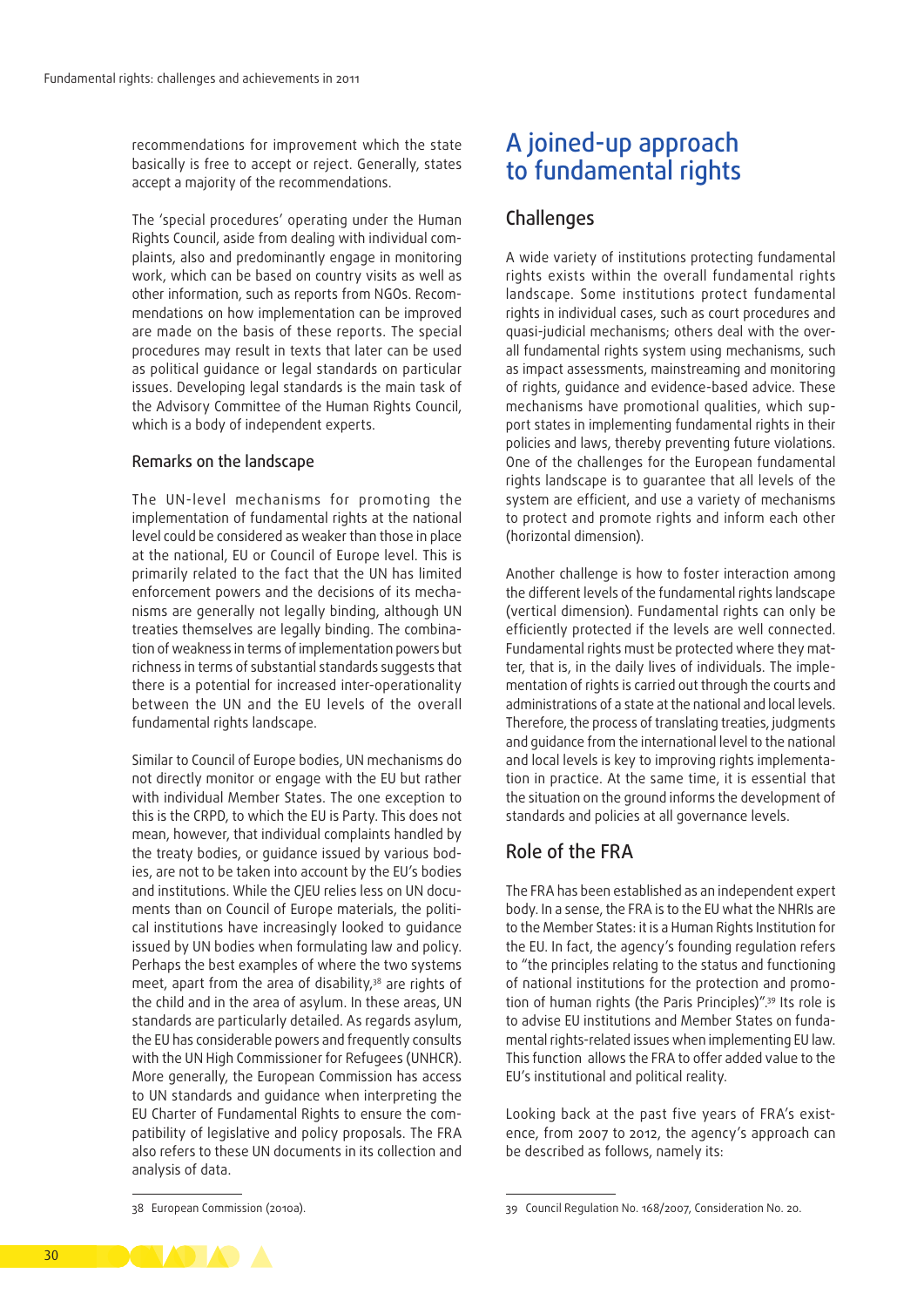recommendations for improvement which the state basically is free to accept or reject. Generally, states accept a majority of the recommendations.

The 'special procedures' operating under the Human Rights Council, aside from dealing with individual complaints, also and predominantly engage in monitoring work, which can be based on country visits as well as other information, such as reports from NGOs. Recommendations on how implementation can be improved are made on the basis of these reports. The special procedures may result in texts that later can be used as political guidance or legal standards on particular issues. Developing legal standards is the main task of the Advisory Committee of the Human Rights Council, which is a body of independent experts.

### Remarks on the landscape

The UN-level mechanisms for promoting the implementation of fundamental rights at the national level could be considered as weaker than those in place at the national, EU or Council of Europe level. This is primarily related to the fact that the UN has limited enforcement powers and the decisions of its mechanisms are generally not legally binding, although UN treaties themselves are legally binding. The combination of weakness in terms of implementation powers but richness in terms of substantial standards suggests that there is a potential for increased inter-operationality between the UN and the EU levels of the overall fundamental rights landscape.

Similar to Council of Europe bodies, UN mechanisms do not directly monitor or engage with the EU but rather with individual Member States. The one exception to this is the CRPD, to which the EU is Party. This does not mean, however, that individual complaints handled by the treaty bodies, or guidance issued by various bodies, are not to be taken into account by the EU's bodies and institutions. While the CJEU relies less on UN documents than on Council of Europe materials, the political institutions have increasingly looked to guidance issued by UN bodies when formulating law and policy. Perhaps the best examples of where the two systems meet, apart from the area of disability,[38] are rights of the child and in the area of asylum. In these areas, UN standards are particularly detailed. As regards asylum, the EU has considerable powers and frequently consults with the UN High Commissioner for Refugees (UNHCR). More generally, the European Commission has access to UN standards and guidance when interpreting the EU Charter of Fundamental Rights to ensure the compatibility of legislative and policy proposals. The FRA also refers to these UN documents in its collection and analysis of data.

38 European Commission (2010a).

## A joined-up approach to fundamental rights

### Challenges

A wide variety of institutions protecting fundamental rights exists within the overall fundamental rights landscape. Some institutions protect fundamental rights in individual cases, such as court procedures and quasi-judicial mechanisms; others deal with the overall fundamental rights system using mechanisms, such as impact assessments, mainstreaming and monitoring of rights, guidance and evidence-based advice. These mechanisms have promotional qualities, which support states in implementing fundamental rights in their policies and laws, thereby preventing future violations. One of the challenges for the European fundamental rights landscape is to guarantee that all levels of the system are efficient, and use a variety of mechanisms to protect and promote rights and inform each other (horizontal dimension).

Another challenge is how to foster interaction among the different levels of the fundamental rights landscape (vertical dimension). Fundamental rights can only be efficiently protected if the levels are well connected. Fundamental rights must be protected where they matter, that is, in the daily lives of individuals. The implementation of rights is carried out through the courts and administrations of a state at the national and local levels. Therefore, the process of translating treaties, judgments and guidance from the international level to the national and local levels is key to improving rights implementation in practice. At the same time, it is essential that the situation on the ground informs the development of standards and policies at all governance levels.

### Role of the FRA

The FRA has been established as an independent expert body. In a sense, the FRA is to the EU what the NHRIs are to the Member States: it is a Human Rights Institution for the EU. In fact, the agency's founding regulation refers to "the principles relating to the status and functioning of national institutions for the protection and promotion of human rights (the Paris Principles)".[39] Its role is to advise EU institutions and Member States on fundamental rights-related issues when implementing EU law. This function allows the FRA to offer added value to the EU's institutional and political reality.

Looking back at the past five years of FRA's existence, from 2007 to 2012, the agency's approach can be described as follows, namely its:

39 Council Regulation No. 168/2007, Consideration No. 20.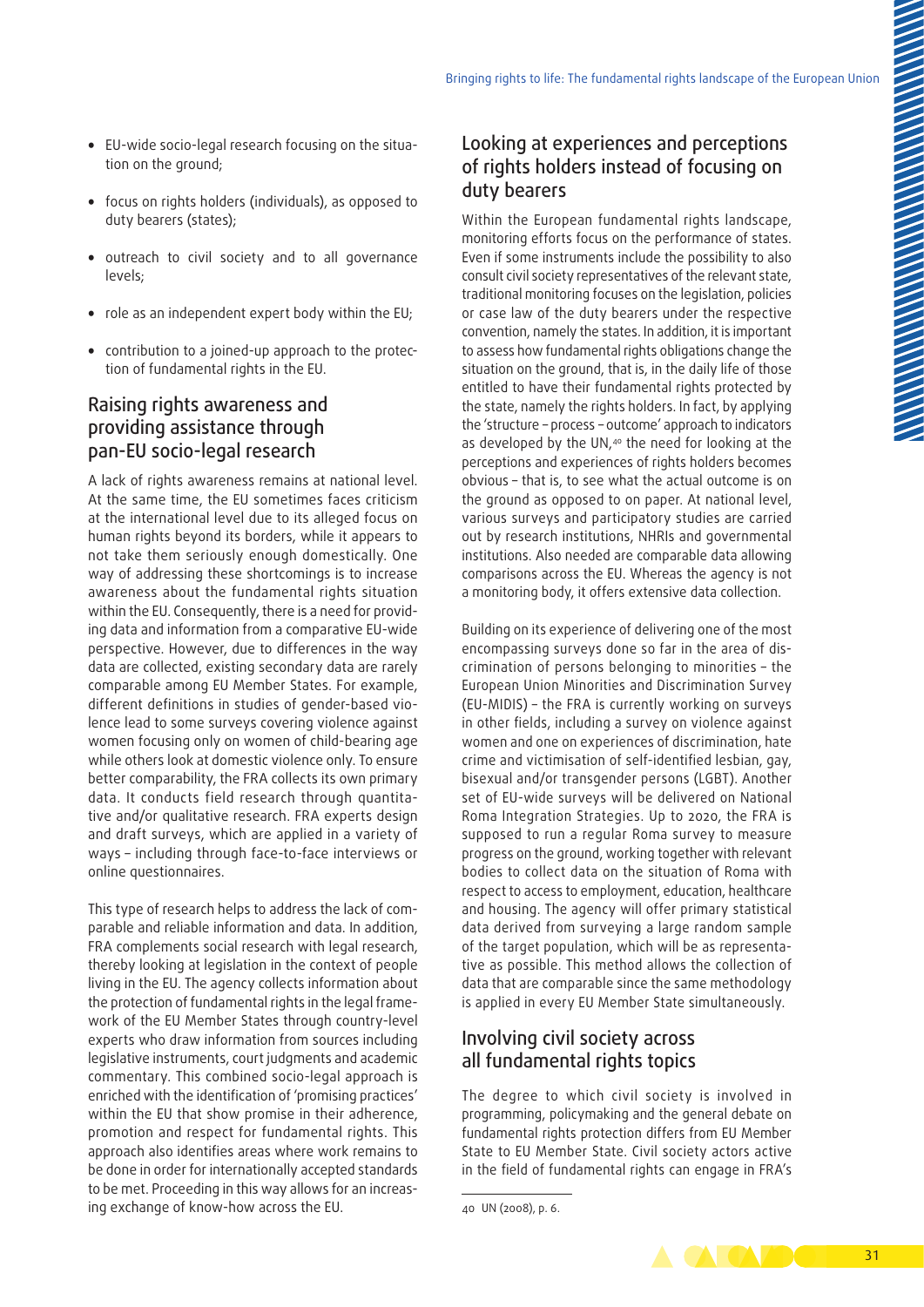- EU-wide socio-legal research focusing on the situation on the ground;
- focus on rights holders (individuals), as opposed to duty bearers (states);
- outreach to civil society and to all governance levels;
- role as an independent expert body within the EU;
- contribution to a joined-up approach to the protection of fundamental rights in the EU.

## Raising rights awareness and providing assistance through pan-EU socio-legal research

A lack of rights awareness remains at national level. At the same time, the EU sometimes faces criticism at the international level due to its alleged focus on human rights beyond its borders, while it appears to not take them seriously enough domestically. One way of addressing these shortcomings is to increase awareness about the fundamental rights situation within the EU. Consequently, there is a need for providing data and information from a comparative EU-wide perspective. However, due to differences in the way data are collected, existing secondary data are rarely comparable among EU Member States. For example, different definitions in studies of gender-based violence lead to some surveys covering violence against women focusing only on women of child-bearing age while others look at domestic violence only. To ensure better comparability, the FRA collects its own primary data. It conducts field research through quantitative and/or qualitative research. FRA experts design and draft surveys, which are applied in a variety of ways – including through face-to-face interviews or online questionnaires.

This type of research helps to address the lack of comparable and reliable information and data. In addition, FRA complements social research with legal research, thereby looking at legislation in the context of people living in the EU. The agency collects information about the protection of fundamental rights in the legal framework of the EU Member States through country-level experts who draw information from sources including legislative instruments, court judgments and academic commentary. This combined socio-legal approach is enriched with the identification of 'promising practices' within the EU that show promise in their adherence, promotion and respect for fundamental rights. This approach also identifies areas where work remains to be done in order for internationally accepted standards to be met. Proceeding in this way allows for an increasing exchange of know-how across the EU.

## Looking at experiences and perceptions of rights holders instead of focusing on duty bearers

Within the European fundamental rights landscape, monitoring efforts focus on the performance of states. Even if some instruments include the possibility to also consult civil society representatives of the relevant state, traditional monitoring focuses on the legislation, policies or case law of the duty bearers under the respective convention, namely the states. In addition, it is important to assess how fundamental rights obligations change the situation on the ground, that is, in the daily life of those entitled to have their fundamental rights protected by the state, namely the rights holders. In fact, by applying the 'structure – process – outcome' approach to indicators as developed by the UN,[40] the need for looking at the perceptions and experiences of rights holders becomes obvious – that is, to see what the actual outcome is on the ground as opposed to on paper. At national level, various surveys and participatory studies are carried out by research institutions, NHRIs and governmental institutions. Also needed are comparable data allowing comparisons across the EU. Whereas the agency is not a monitoring body, it offers extensive data collection.

Building on its experience of delivering one of the most encompassing surveys done so far in the area of discrimination of persons belonging to minorities – the European Union Minorities and Discrimination Survey (EU-MIDIS) – the FRA is currently working on surveys in other fields, including a survey on violence against women and one on experiences of discrimination, hate crime and victimisation of self-identified lesbian, gay, bisexual and/or transgender persons (LGBT). Another set of EU-wide surveys will be delivered on National Roma Integration Strategies. Up to 2020, the FRA is supposed to run a regular Roma survey to measure progress on the ground, working together with relevant bodies to collect data on the situation of Roma with respect to access to employment, education, healthcare and housing. The agency will offer primary statistical data derived from surveying a large random sample of the target population, which will be as representative as possible. This method allows the collection of data that are comparable since the same methodology is applied in every EU Member State simultaneously.

## Involving civil society across all fundamental rights topics

The degree to which civil society is involved in programming, policymaking and the general debate on fundamental rights protection differs from EU Member State to EU Member State. Civil society actors active in the field of fundamental rights can engage in FRA's

40 UN (2008), p. 6.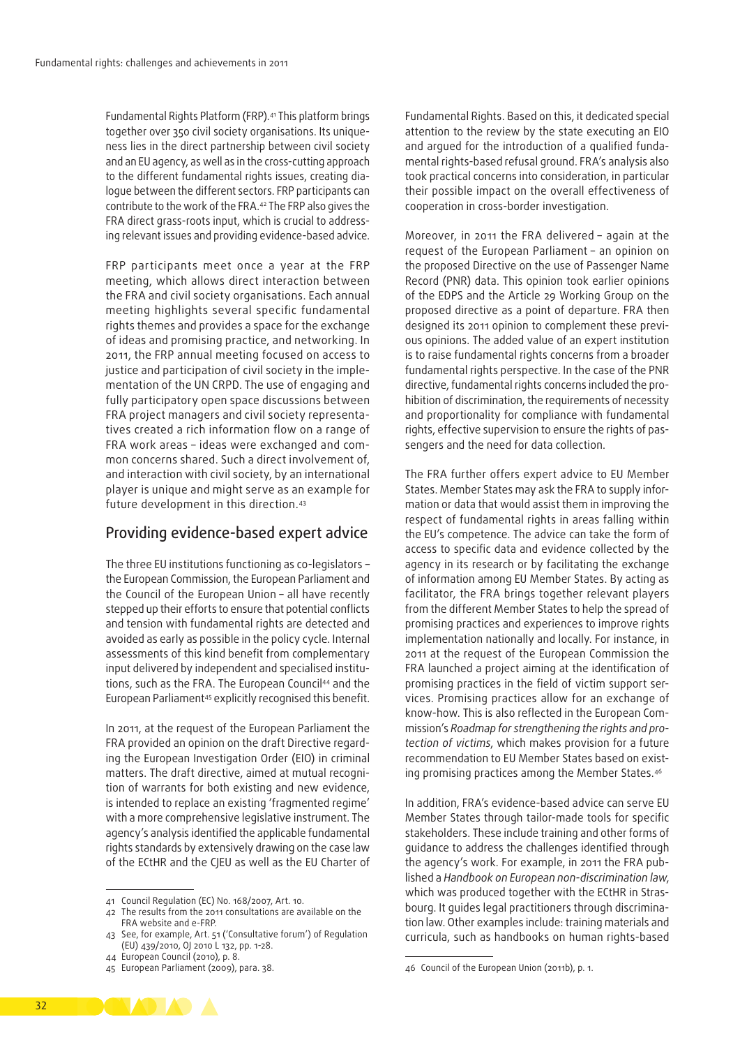Fundamental Rights Platform (FRP).[41] This platform brings together over 350 civil society organisations. Its uniqueness lies in the direct partnership between civil society and an EU agency, as well as in the cross-cutting approach to the different fundamental rights issues, creating dialogue between the different sectors. FRP participants can contribute to the work of the FRA.[42] The FRP also gives the FRA direct grass-roots input, which is crucial to addressing relevant issues and providing evidence-based advice.

FRP participants meet once a year at the FRP meeting, which allows direct interaction between the FRA and civil society organisations. Each annual meeting highlights several specific fundamental rights themes and provides a space for the exchange of ideas and promising practice, and networking. In 2011, the FRP annual meeting focused on access to justice and participation of civil society in the implementation of the UN CRPD. The use of engaging and fully participatory open space discussions between FRA project managers and civil society representatives created a rich information flow on a range of FRA work areas – ideas were exchanged and common concerns shared. Such a direct involvement of, and interaction with civil society, by an international player is unique and might serve as an example for future development in this direction.[43]

## Providing evidence-based expert advice

The three EU institutions functioning as co-legislators – the European Commission, the European Parliament and the Council of the European Union – all have recently stepped up their efforts to ensure that potential conflicts and tension with fundamental rights are detected and avoided as early as possible in the policy cycle. Internal assessments of this kind benefit from complementary input delivered by independent and specialised institutions, such as the FRA. The European Council[44] and the European Parliament[45] explicitly recognised this benefit.

In 2011, at the request of the European Parliament the FRA provided an opinion on the draft Directive regarding the European Investigation Order (EIO) in criminal matters. The draft directive, aimed at mutual recognition of warrants for both existing and new evidence, is intended to replace an existing 'fragmented regime' with a more comprehensive legislative instrument. The agency's analysis identified the applicable fundamental rights standards by extensively drawing on the case law of the ECtHR and the CJEU as well as the EU Charter of Fundamental Rights. Based on this, it dedicated special attention to the review by the state executing an EIO and argued for the introduction of a qualified fundamental rights-based refusal ground. FRA's analysis also took practical concerns into consideration, in particular their possible impact on the overall effectiveness of cooperation in cross-border investigation.

Moreover, in 2011 the FRA delivered – again at the request of the European Parliament – an opinion on the proposed Directive on the use of Passenger Name Record (PNR) data. This opinion took earlier opinions of the EDPS and the Article 29 Working Group on the proposed directive as a point of departure. FRA then designed its 2011 opinion to complement these previous opinions. The added value of an expert institution is to raise fundamental rights concerns from a broader fundamental rights perspective. In the case of the PNR directive, fundamental rights concerns included the prohibition of discrimination, the requirements of necessity and proportionality for compliance with fundamental rights, effective supervision to ensure the rights of passengers and the need for data collection.

The FRA further offers expert advice to EU Member States. Member States may ask the FRA to supply information or data that would assist them in improving the respect of fundamental rights in areas falling within the EU's competence. The advice can take the form of access to specific data and evidence collected by the agency in its research or by facilitating the exchange of information among EU Member States. By acting as facilitator, the FRA brings together relevant players from the different Member States to help the spread of promising practices and experiences to improve rights implementation nationally and locally. For instance, in 2011 at the request of the European Commission the FRA launched a project aiming at the identification of promising practices in the field of victim support services. Promising practices allow for an exchange of know-how. This is also reflected in the European Commission's *Roadmap for strengthening the rights and protection of victims*, which makes provision for a future recommendation to EU Member States based on existing promising practices among the Member States.[46]

In addition, FRA's evidence-based advice can serve EU Member States through tailor-made tools for specific stakeholders. These include training and other forms of guidance to address the challenges identified through the agency's work. For example, in 2011 the FRA published a *Handbook on European non-discrimination law*, which was produced together with the ECtHR in Strasbourg. It guides legal practitioners through discrimination law. Other examples include: training materials and curricula, such as handbooks on human rights-based

---

41 Council Regulation (EC) No. 168/2007, Art. 10.
42 The results from the 2011 consultations are available on the FRA website and e-FRP.
43 See, for example, Art. 51 ('Consultative forum') of Regulation (EU) 439/2010, OJ 2010 L 132, pp. 1-28.
44 European Council (2010), p. 8.
45 European Parliament (2009), para. 38.
46 Council of the European Union (2011b), p. 1.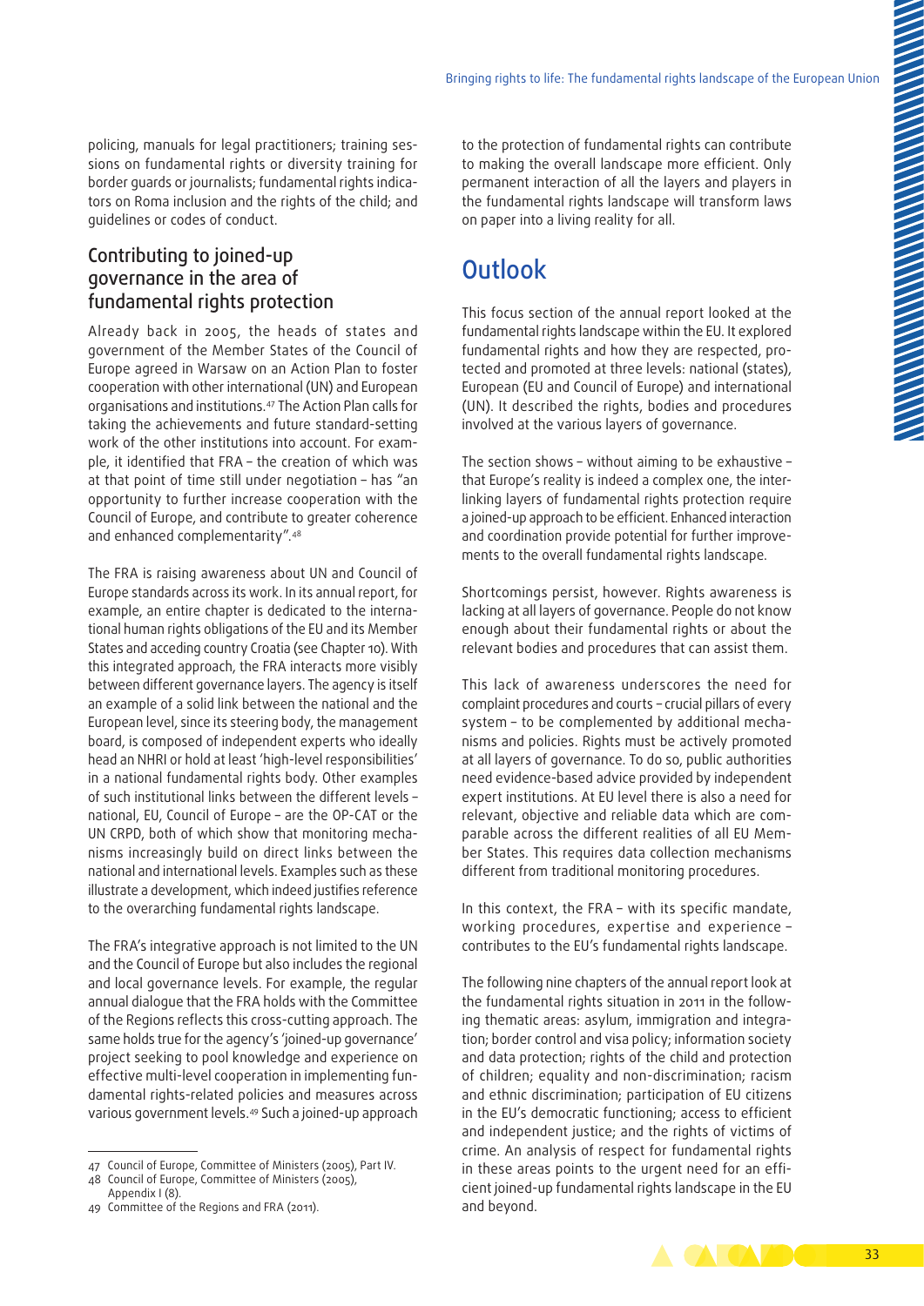policing, manuals for legal practitioners; training sessions on fundamental rights or diversity training for border guards or journalists; fundamental rights indicators on Roma inclusion and the rights of the child; and guidelines or codes of conduct.

### Contributing to joined-up governance in the area of fundamental rights protection

Already back in 2005, the heads of states and government of the Member States of the Council of Europe agreed in Warsaw on an Action Plan to foster cooperation with other international (UN) and European organisations and institutions.[47] The Action Plan calls for taking the achievements and future standard-setting work of the other institutions into account. For example, it identified that FRA – the creation of which was at that point of time still under negotiation – has "an opportunity to further increase cooperation with the Council of Europe, and contribute to greater coherence and enhanced complementarity".[48]

The FRA is raising awareness about UN and Council of Europe standards across its work. In its annual report, for example, an entire chapter is dedicated to the international human rights obligations of the EU and its Member States and acceding country Croatia (see Chapter 10). With this integrated approach, the FRA interacts more visibly between different governance layers. The agency is itself an example of a solid link between the national and the European level, since its steering body, the management board, is composed of independent experts who ideally head an NHRI or hold at least 'high-level responsibilities' in a national fundamental rights body. Other examples of such institutional links between the different levels – national, EU, Council of Europe – are the OP-CAT or the UN CRPD, both of which show that monitoring mechanisms increasingly build on direct links between the national and international levels. Examples such as these illustrate a development, which indeed justifies reference to the overarching fundamental rights landscape.

The FRA's integrative approach is not limited to the UN and the Council of Europe but also includes the regional and local governance levels. For example, the regular annual dialogue that the FRA holds with the Committee of the Regions reflects this cross-cutting approach. The same holds true for the agency's 'joined-up governance' project seeking to pool knowledge and experience on effective multi-level cooperation in implementing fundamental rights-related policies and measures across various government levels.[49] Such a joined-up approach to the protection of fundamental rights can contribute to making the overall landscape more efficient. Only permanent interaction of all the layers and players in the fundamental rights landscape will transform laws on paper into a living reality for all.

## Outlook

This focus section of the annual report looked at the fundamental rights landscape within the EU. It explored fundamental rights and how they are respected, protected and promoted at three levels: national (states), European (EU and Council of Europe) and international (UN). It described the rights, bodies and procedures involved at the various layers of governance.

The section shows – without aiming to be exhaustive – that Europe's reality is indeed a complex one, the interlinking layers of fundamental rights protection require a joined-up approach to be efficient. Enhanced interaction and coordination provide potential for further improvements to the overall fundamental rights landscape.

Shortcomings persist, however. Rights awareness is lacking at all layers of governance. People do not know enough about their fundamental rights or about the relevant bodies and procedures that can assist them.

This lack of awareness underscores the need for complaint procedures and courts – crucial pillars of every system – to be complemented by additional mechanisms and policies. Rights must be actively promoted at all layers of governance. To do so, public authorities need evidence-based advice provided by independent expert institutions. At EU level there is also a need for relevant, objective and reliable data which are comparable across the different realities of all EU Member States. This requires data collection mechanisms different from traditional monitoring procedures.

In this context, the FRA – with its specific mandate, working procedures, expertise and experience – contributes to the EU's fundamental rights landscape.

The following nine chapters of the annual report look at the fundamental rights situation in 2011 in the following thematic areas: asylum, immigration and integration; border control and visa policy; information society and data protection; rights of the child and protection of children; equality and non-discrimination; racism and ethnic discrimination; participation of EU citizens in the EU's democratic functioning; access to efficient and independent justice; and the rights of victims of crime. An analysis of respect for fundamental rights in these areas points to the urgent need for an efficient joined-up fundamental rights landscape in the EU and beyond.

---

47 Council of Europe, Committee of Ministers (2005), Part IV.

48 Council of Europe, Committee of Ministers (2005), Appendix I (8).

49 Committee of the Regions and FRA (2011).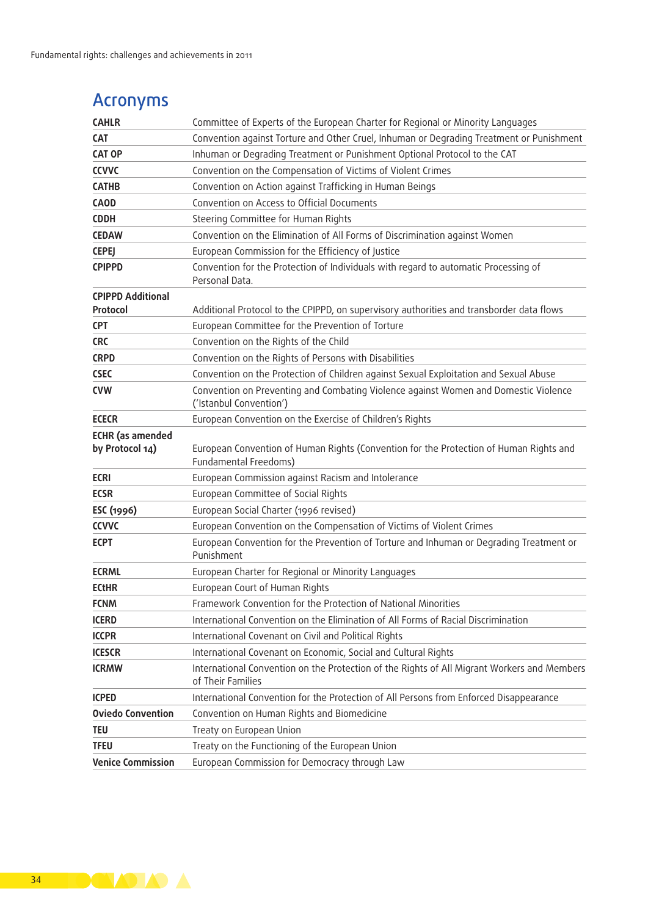# Acronyms

| | |
|---|---|
| **CAHLR** | Committee of Experts of the European Charter for Regional or Minority Languages |
| **CAT** | Convention against Torture and Other Cruel, Inhuman or Degrading Treatment or Punishment |
| **CAT OP** | Inhuman or Degrading Treatment or Punishment Optional Protocol to the CAT |
| **CCVVC** | Convention on the Compensation of Victims of Violent Crimes |
| **CATHB** | Convention on Action against Trafficking in Human Beings |
| **CAOD** | Convention on Access to Official Documents |
| **CDDH** | Steering Committee for Human Rights |
| **CEDAW** | Convention on the Elimination of All Forms of Discrimination against Women |
| **CEPEJ** | European Commission for the Efficiency of Justice |
| **CPIPPD** | Convention for the Protection of Individuals with regard to automatic Processing of Personal Data. |
| **CPIPPD Additional Protocol** | Additional Protocol to the CPIPPD, on supervisory authorities and transborder data flows |
| **CPT** | European Committee for the Prevention of Torture |
| **CRC** | Convention on the Rights of the Child |
| **CRPD** | Convention on the Rights of Persons with Disabilities |
| **CSEC** | Convention on the Protection of Children against Sexual Exploitation and Sexual Abuse |
| **CVW** | Convention on Preventing and Combating Violence against Women and Domestic Violence ('Istanbul Convention') |
| **ECECR** | European Convention on the Exercise of Children's Rights |
| **ECHR (as amended by Protocol 14)** | European Convention of Human Rights (Convention for the Protection of Human Rights and Fundamental Freedoms) |
| **ECRI** | European Commission against Racism and Intolerance |
| **ECSR** | European Committee of Social Rights |
| **ESC (1996)** | European Social Charter (1996 revised) |
| **CCVVC** | European Convention on the Compensation of Victims of Violent Crimes |
| **ECPT** | European Convention for the Prevention of Torture and Inhuman or Degrading Treatment or Punishment |
| **ECRML** | European Charter for Regional or Minority Languages |
| **ECtHR** | European Court of Human Rights |
| **FCNM** | Framework Convention for the Protection of National Minorities |
| **ICERD** | International Convention on the Elimination of All Forms of Racial Discrimination |
| **ICCPR** | International Covenant on Civil and Political Rights |
| **ICESCR** | International Covenant on Economic, Social and Cultural Rights |
| **ICRMW** | International Convention on the Protection of the Rights of All Migrant Workers and Members of Their Families |
| **ICPED** | International Convention for the Protection of All Persons from Enforced Disappearance |
| **Oviedo Convention** | Convention on Human Rights and Biomedicine |
| **TEU** | Treaty on European Union |
| **TFEU** | Treaty on the Functioning of the European Union |
| **Venice Commission** | European Commission for Democracy through Law |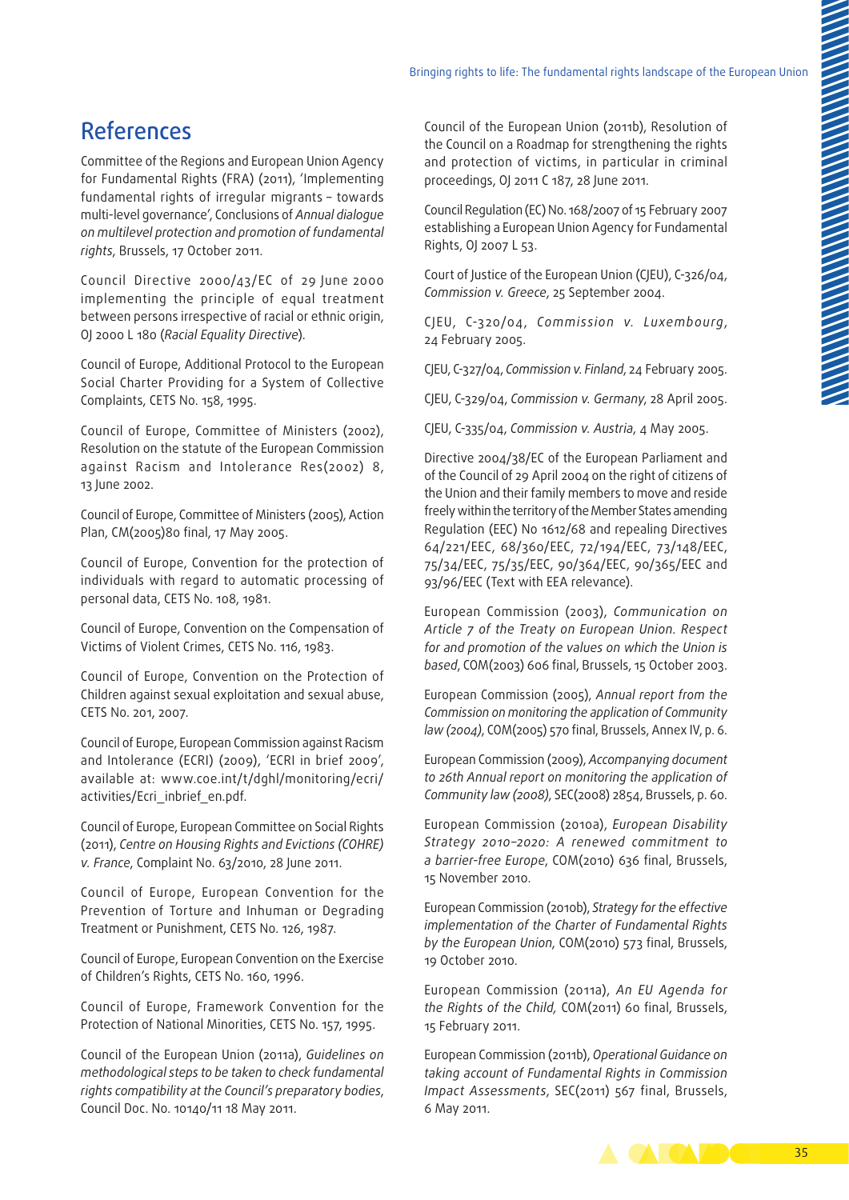# References

Committee of the Regions and European Union Agency for Fundamental Rights (FRA) (2011), 'Implementing fundamental rights of irregular migrants – towards multi-level governance', Conclusions of *Annual dialogue on multilevel protection and promotion of fundamental rights*, Brussels, 17 October 2011.

Council Directive 2000/43/EC of 29 June 2000 implementing the principle of equal treatment between persons irrespective of racial or ethnic origin, OJ 2000 L 180 (*Racial Equality Directive*).

Council of Europe, Additional Protocol to the European Social Charter Providing for a System of Collective Complaints, CETS No. 158, 1995.

Council of Europe, Committee of Ministers (2002), Resolution on the statute of the European Commission against Racism and Intolerance Res(2002) 8, 13 June 2002.

Council of Europe, Committee of Ministers (2005), Action Plan, CM(2005)80 final, 17 May 2005.

Council of Europe, Convention for the protection of individuals with regard to automatic processing of personal data, CETS No. 108, 1981.

Council of Europe, Convention on the Compensation of Victims of Violent Crimes, CETS No. 116, 1983.

Council of Europe, Convention on the Protection of Children against sexual exploitation and sexual abuse, CETS No. 201, 2007.

Council of Europe, European Commission against Racism and Intolerance (ECRI) (2009), 'ECRI in brief 2009', available at: www.coe.int/t/dghl/monitoring/ecri/activities/Ecri_inbrief_en.pdf.

Council of Europe, European Committee on Social Rights (2011), *Centre on Housing Rights and Evictions (COHRE) v. France*, Complaint No. 63/2010, 28 June 2011.

Council of Europe, European Convention for the Prevention of Torture and Inhuman or Degrading Treatment or Punishment, CETS No. 126, 1987.

Council of Europe, European Convention on the Exercise of Children's Rights, CETS No. 160, 1996.

Council of Europe, Framework Convention for the Protection of National Minorities, CETS No. 157, 1995.

Council of the European Union (2011a), *Guidelines on methodological steps to be taken to check fundamental rights compatibility at the Council's preparatory bodies*, Council Doc. No. 10140/11 18 May 2011.

Council of the European Union (2011b), Resolution of the Council on a Roadmap for strengthening the rights and protection of victims, in particular in criminal proceedings, OJ 2011 C 187, 28 June 2011.

Council Regulation (EC) No. 168/2007 of 15 February 2007 establishing a European Union Agency for Fundamental Rights, OJ 2007 L 53.

Court of Justice of the European Union (CJEU), C-326/04, *Commission v. Greece*, 25 September 2004.

CJEU, C-320/04, *Commission v. Luxembourg*, 24 February 2005.

CJEU, C-327/04, *Commission v. Finland*, 24 February 2005.

CJEU, C-329/04, *Commission v. Germany*, 28 April 2005.

CJEU, C-335/04, *Commission v. Austria*, 4 May 2005.

Directive 2004/38/EC of the European Parliament and of the Council of 29 April 2004 on the right of citizens of the Union and their family members to move and reside freely within the territory of the Member States amending Regulation (EEC) No 1612/68 and repealing Directives 64/221/EEC, 68/360/EEC, 72/194/EEC, 73/148/EEC, 75/34/EEC, 75/35/EEC, 90/364/EEC, 90/365/EEC and 93/96/EEC (Text with EEA relevance).

European Commission (2003), *Communication on Article 7 of the Treaty on European Union. Respect for and promotion of the values on which the Union is based*, COM(2003) 606 final, Brussels, 15 October 2003.

European Commission (2005), *Annual report from the Commission on monitoring the application of Community law (2004)*, COM(2005) 570 final, Brussels, Annex IV, p. 6.

European Commission (2009), *Accompanying document to 26th Annual report on monitoring the application of Community law (2008)*, SEC(2008) 2854, Brussels, p. 60.

European Commission (2010a), *European Disability Strategy 2010–2020: A renewed commitment to a barrier-free Europe*, COM(2010) 636 final, Brussels, 15 November 2010.

European Commission (2010b), *Strategy for the effective implementation of the Charter of Fundamental Rights by the European Union*, COM(2010) 573 final, Brussels, 19 October 2010.

European Commission (2011a), *An EU Agenda for the Rights of the Child*, COM(2011) 60 final, Brussels, 15 February 2011.

European Commission (2011b), *Operational Guidance on taking account of Fundamental Rights in Commission Impact Assessments*, SEC(2011) 567 final, Brussels, 6 May 2011.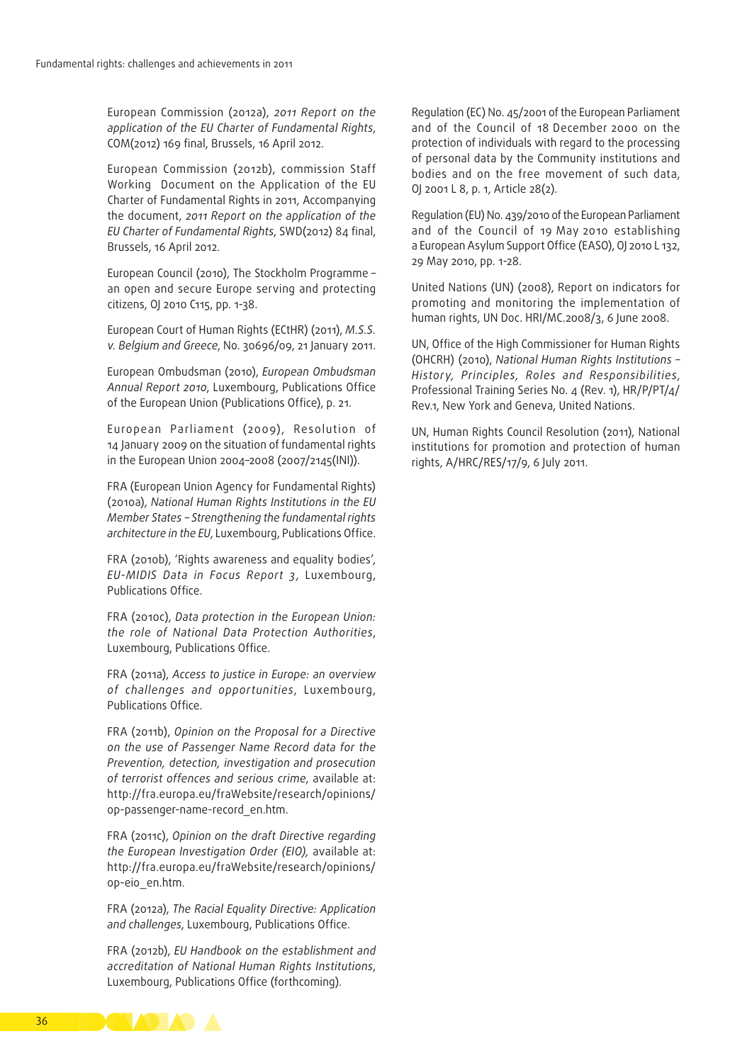European Commission (2012a), *2011 Report on the application of the EU Charter of Fundamental Rights*, COM(2012) 169 final, Brussels, 16 April 2012.

European Commission (2012b), commission Staff Working Document on the Application of the EU Charter of Fundamental Rights in 2011, Accompanying the document, *2011 Report on the application of the EU Charter of Fundamental Rights*, SWD(2012) 84 final, Brussels, 16 April 2012.

European Council (2010), The Stockholm Programme – an open and secure Europe serving and protecting citizens, OJ 2010 C115, pp. 1-38.

European Court of Human Rights (ECtHR) (2011), *M.S.S. v. Belgium and Greece*, No. 30696/09, 21 January 2011.

European Ombudsman (2010), *European Ombudsman Annual Report 2010*, Luxembourg, Publications Office of the European Union (Publications Office), p. 21.

European Parliament (2009), Resolution of 14 January 2009 on the situation of fundamental rights in the European Union 2004–2008 (2007/2145(INI)).

FRA (European Union Agency for Fundamental Rights) (2010a), *National Human Rights Institutions in the EU Member States – Strengthening the fundamental rights architecture in the EU*, Luxembourg, Publications Office.

FRA (2010b), 'Rights awareness and equality bodies', *EU-MIDIS Data in Focus Report 3*, Luxembourg, Publications Office.

FRA (2010c), *Data protection in the European Union: the role of National Data Protection Authorities*, Luxembourg, Publications Office.

FRA (2011a), *Access to justice in Europe: an overview of challenges and opportunities*, Luxembourg, Publications Office.

FRA (2011b), *Opinion on the Proposal for a Directive on the use of Passenger Name Record data for the Prevention, detection, investigation and prosecution of terrorist offences and serious crime*, available at: http://fra.europa.eu/fraWebsite/research/opinions/op-passenger-name-record_en.htm.

FRA (2011c), *Opinion on the draft Directive regarding the European Investigation Order (EIO),* available at: http://fra.europa.eu/fraWebsite/research/opinions/op-eio_en.htm.

FRA (2012a), *The Racial Equality Directive: Application and challenges*, Luxembourg, Publications Office.

FRA (2012b), *EU Handbook on the establishment and accreditation of National Human Rights Institutions*, Luxembourg, Publications Office (forthcoming).

Regulation (EC) No. 45/2001 of the European Parliament and of the Council of 18 December 2000 on the protection of individuals with regard to the processing of personal data by the Community institutions and bodies and on the free movement of such data, OJ 2001 L 8, p. 1, Article 28(2).

Regulation (EU) No. 439/2010 of the European Parliament and of the Council of 19 May 2010 establishing a European Asylum Support Office (EASO), OJ 2010 L 132, 29 May 2010, pp. 1-28.

United Nations (UN) (2008), Report on indicators for promoting and monitoring the implementation of human rights, UN Doc. HRI/MC.2008/3, 6 June 2008.

UN, Office of the High Commissioner for Human Rights (OHCRH) (2010), *National Human Rights Institutions – History, Principles, Roles and Responsibilities*, Professional Training Series No. 4 (Rev. 1), HR/P/PT/4/Rev.1, New York and Geneva, United Nations.

UN, Human Rights Council Resolution (2011), National institutions for promotion and protection of human rights, A/HRC/RES/17/9, 6 July 2011.